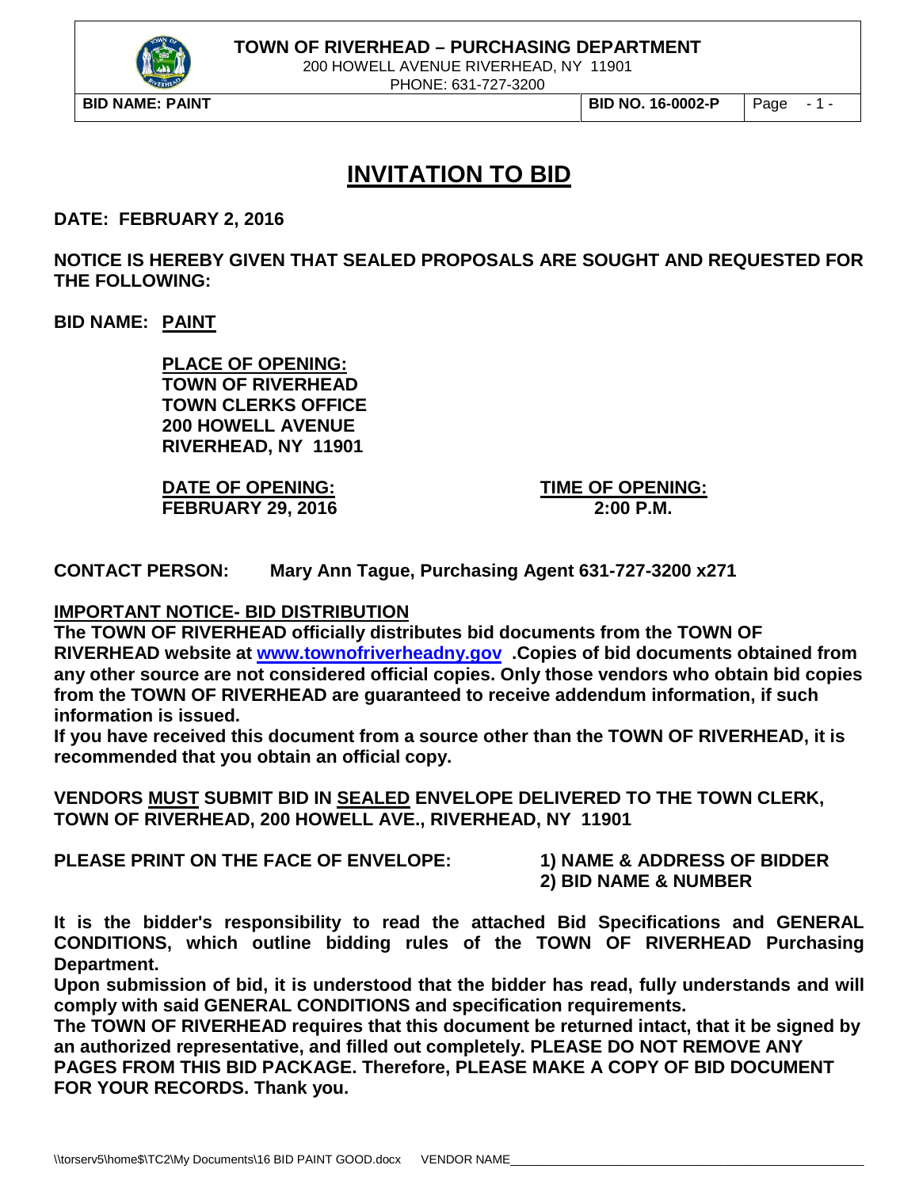**TOWN OF RIVERHEAD – PURCHASING DEPARTMENT**
200 HOWELL AVENUE RIVERHEAD, NY 11901
PHONE: 631-727-3200

**BID NAME: PAINT** | **BID NO. 16-0002-P**

# INVITATION TO BID

**DATE: FEBRUARY 2, 2016**

**NOTICE IS HEREBY GIVEN THAT SEALED PROPOSALS ARE SOUGHT AND REQUESTED FOR THE FOLLOWING:**

**BID NAME: PAINT**

**PLACE OF OPENING:**
**TOWN OF RIVERHEAD**
**TOWN CLERKS OFFICE**
**200 HOWELL AVENUE**
**RIVERHEAD, NY 11901**

**DATE OF OPENING:** **FEBRUARY 29, 2016**

**TIME OF OPENING:** **2:00 P.M.**

**CONTACT PERSON: Mary Ann Tague, Purchasing Agent 631-727-3200 x271**

**IMPORTANT NOTICE- BID DISTRIBUTION**

**The TOWN OF RIVERHEAD officially distributes bid documents from the TOWN OF RIVERHEAD website at www.townofriverheadny.gov .Copies of bid documents obtained from any other source are not considered official copies. Only those vendors who obtain bid copies from the TOWN OF RIVERHEAD are guaranteed to receive addendum information, if such information is issued.**

**If you have received this document from a source other than the TOWN OF RIVERHEAD, it is recommended that you obtain an official copy.**

**VENDORS MUST SUBMIT BID IN SEALED ENVELOPE DELIVERED TO THE TOWN CLERK, TOWN OF RIVERHEAD, 200 HOWELL AVE., RIVERHEAD, NY 11901**

**PLEASE PRINT ON THE FACE OF ENVELOPE:**
**1) NAME & ADDRESS OF BIDDER**
**2) BID NAME & NUMBER**

**It is the bidder's responsibility to read the attached Bid Specifications and GENERAL CONDITIONS, which outline bidding rules of the TOWN OF RIVERHEAD Purchasing Department.**

**Upon submission of bid, it is understood that the bidder has read, fully understands and will comply with said GENERAL CONDITIONS and specification requirements.**

**The TOWN OF RIVERHEAD requires that this document be returned intact, that it be signed by an authorized representative, and filled out completely. PLEASE DO NOT REMOVE ANY PAGES FROM THIS BID PACKAGE. Therefore, PLEASE MAKE A COPY OF BID DOCUMENT FOR YOUR RECORDS. Thank you.**

VENDOR NAME_______________________________________________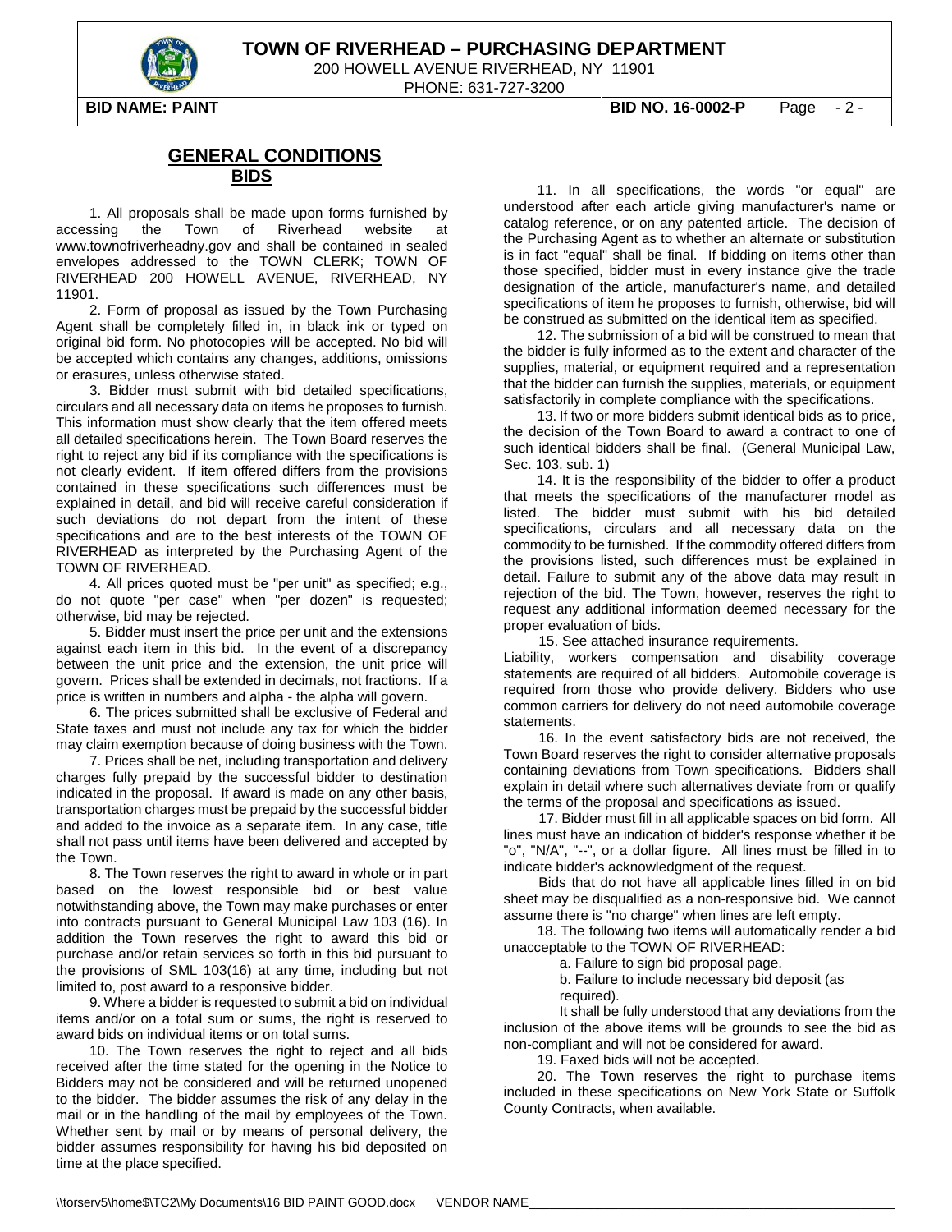## GENERAL CONDITIONS
### BIDS

1. All proposals shall be made upon forms furnished by accessing the Town of Riverhead website at www.townofriverheadny.gov and shall be contained in sealed envelopes addressed to the TOWN CLERK; TOWN OF RIVERHEAD 200 HOWELL AVENUE, RIVERHEAD, NY 11901.

2. Form of proposal as issued by the Town Purchasing Agent shall be completely filled in, in black ink or typed on original bid form. No photocopies will be accepted. No bid will be accepted which contains any changes, additions, omissions or erasures, unless otherwise stated.

3. Bidder must submit with bid detailed specifications, circulars and all necessary data on items he proposes to furnish. This information must show clearly that the item offered meets all detailed specifications herein. The Town Board reserves the right to reject any bid if its compliance with the specifications is not clearly evident. If item offered differs from the provisions contained in these specifications such differences must be explained in detail, and bid will receive careful consideration if such deviations do not depart from the intent of these specifications and are to the best interests of the TOWN OF RIVERHEAD as interpreted by the Purchasing Agent of the TOWN OF RIVERHEAD.

4. All prices quoted must be "per unit" as specified; e.g., do not quote "per case" when "per dozen" is requested; otherwise, bid may be rejected.

5. Bidder must insert the price per unit and the extensions against each item in this bid. In the event of a discrepancy between the unit price and the extension, the unit price will govern. Prices shall be extended in decimals, not fractions. If a price is written in numbers and alpha - the alpha will govern.

6. The prices submitted shall be exclusive of Federal and State taxes and must not include any tax for which the bidder may claim exemption because of doing business with the Town.

7. Prices shall be net, including transportation and delivery charges fully prepaid by the successful bidder to destination indicated in the proposal. If award is made on any other basis, transportation charges must be prepaid by the successful bidder and added to the invoice as a separate item. In any case, title shall not pass until items have been delivered and accepted by the Town.

8. The Town reserves the right to award in whole or in part based on the lowest responsible bid or best value notwithstanding above, the Town may make purchases or enter into contracts pursuant to General Municipal Law 103 (16). In addition the Town reserves the right to award this bid or purchase and/or retain services so forth in this bid pursuant to the provisions of SML 103(16) at any time, including but not limited to, post award to a responsive bidder.

9. Where a bidder is requested to submit a bid on individual items and/or on a total sum or sums, the right is reserved to award bids on individual items or on total sums.

10. The Town reserves the right to reject and all bids received after the time stated for the opening in the Notice to Bidders may not be considered and will be returned unopened to the bidder. The bidder assumes the risk of any delay in the mail or in the handling of the mail by employees of the Town. Whether sent by mail or by means of personal delivery, the bidder assumes responsibility for having his bid deposited on time at the place specified.

11. In all specifications, the words "or equal" are understood after each article giving manufacturer's name or catalog reference, or on any patented article. The decision of the Purchasing Agent as to whether an alternate or substitution is in fact "equal" shall be final. If bidding on items other than those specified, bidder must in every instance give the trade designation of the article, manufacturer's name, and detailed specifications of item he proposes to furnish, otherwise, bid will be construed as submitted on the identical item as specified.

12. The submission of a bid will be construed to mean that the bidder is fully informed as to the extent and character of the supplies, material, or equipment required and a representation that the bidder can furnish the supplies, materials, or equipment satisfactorily in complete compliance with the specifications.

13. If two or more bidders submit identical bids as to price, the decision of the Town Board to award a contract to one of such identical bidders shall be final. (General Municipal Law, Sec. 103. sub. 1)

14. It is the responsibility of the bidder to offer a product that meets the specifications of the manufacturer model as listed. The bidder must submit with his bid detailed specifications, circulars and all necessary data on the commodity to be furnished. If the commodity offered differs from the provisions listed, such differences must be explained in detail. Failure to submit any of the above data may result in rejection of the bid. The Town, however, reserves the right to request any additional information deemed necessary for the proper evaluation of bids.

15. See attached insurance requirements.

Liability, workers compensation and disability coverage statements are required of all bidders. Automobile coverage is required from those who provide delivery. Bidders who use common carriers for delivery do not need automobile coverage statements.

16. In the event satisfactory bids are not received, the Town Board reserves the right to consider alternative proposals containing deviations from Town specifications. Bidders shall explain in detail where such alternatives deviate from or qualify the terms of the proposal and specifications as issued.

17. Bidder must fill in all applicable spaces on bid form. All lines must have an indication of bidder's response whether it be "o", "N/A", "--", or a dollar figure. All lines must be filled in to indicate bidder's acknowledgment of the request.

Bids that do not have all applicable lines filled in on bid sheet may be disqualified as a non-responsive bid. We cannot assume there is "no charge" when lines are left empty.

18. The following two items will automatically render a bid unacceptable to the TOWN OF RIVERHEAD:

a. Failure to sign bid proposal page.

b. Failure to include necessary bid deposit (as required).

It shall be fully understood that any deviations from the inclusion of the above items will be grounds to see the bid as non-compliant and will not be considered for award.

19. Faxed bids will not be accepted.

20. The Town reserves the right to purchase items included in these specifications on New York State or Suffolk County Contracts, when available.

VENDOR NAME_______________________________________________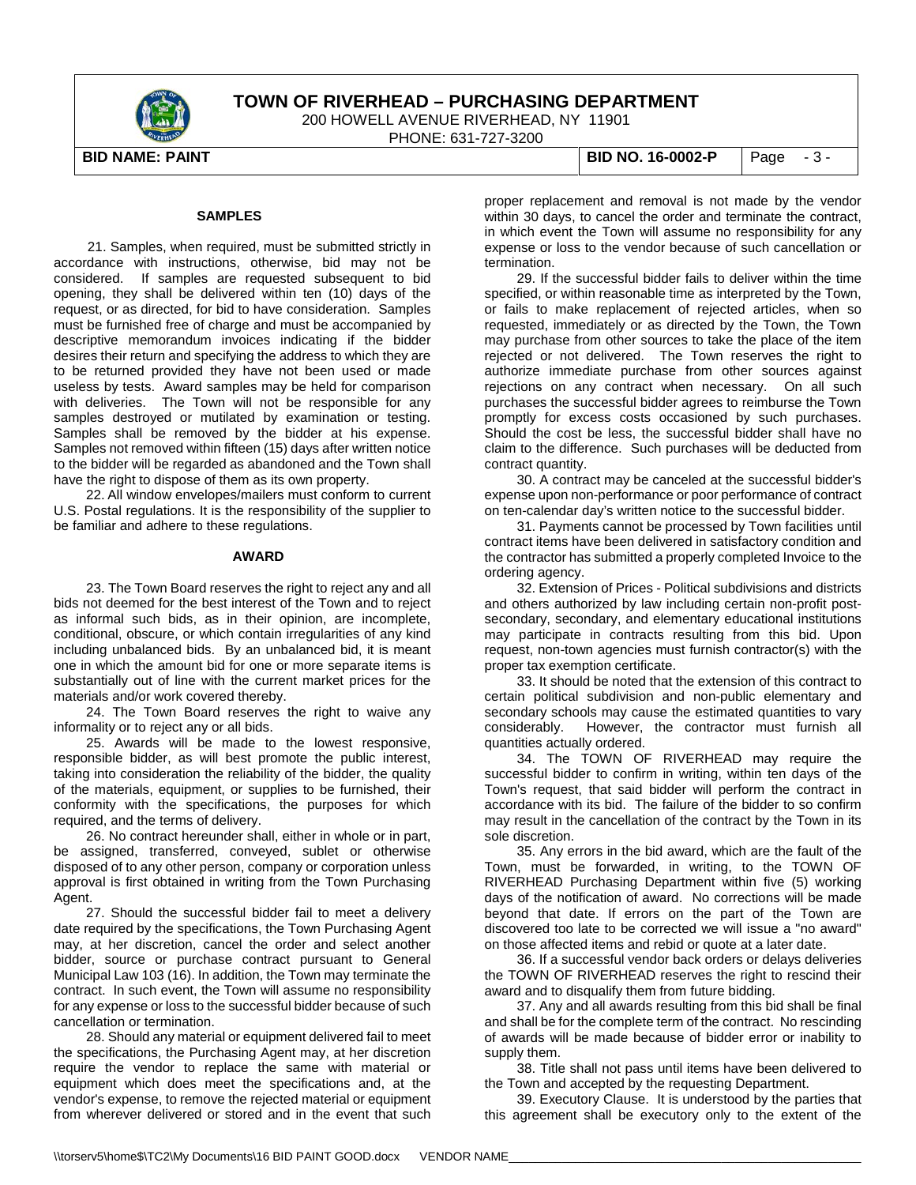### SAMPLES

21. Samples, when required, must be submitted strictly in accordance with instructions, otherwise, bid may not be considered. If samples are requested subsequent to bid opening, they shall be delivered within ten (10) days of the request, or as directed, for bid to have consideration. Samples must be furnished free of charge and must be accompanied by descriptive memorandum invoices indicating if the bidder desires their return and specifying the address to which they are to be returned provided they have not been used or made useless by tests. Award samples may be held for comparison with deliveries. The Town will not be responsible for any samples destroyed or mutilated by examination or testing. Samples shall be removed by the bidder at his expense. Samples not removed within fifteen (15) days after written notice to the bidder will be regarded as abandoned and the Town shall have the right to dispose of them as its own property.

22. All window envelopes/mailers must conform to current U.S. Postal regulations. It is the responsibility of the supplier to be familiar and adhere to these regulations.

### AWARD

23. The Town Board reserves the right to reject any and all bids not deemed for the best interest of the Town and to reject as informal such bids, as in their opinion, are incomplete, conditional, obscure, or which contain irregularities of any kind including unbalanced bids. By an unbalanced bid, it is meant one in which the amount bid for one or more separate items is substantially out of line with the current market prices for the materials and/or work covered thereby.

24. The Town Board reserves the right to waive any informality or to reject any or all bids.

25. Awards will be made to the lowest responsive, responsible bidder, as will best promote the public interest, taking into consideration the reliability of the bidder, the quality of the materials, equipment, or supplies to be furnished, their conformity with the specifications, the purposes for which required, and the terms of delivery.

26. No contract hereunder shall, either in whole or in part, be assigned, transferred, conveyed, sublet or otherwise disposed of to any other person, company or corporation unless approval is first obtained in writing from the Town Purchasing Agent.

27. Should the successful bidder fail to meet a delivery date required by the specifications, the Town Purchasing Agent may, at her discretion, cancel the order and select another bidder, source or purchase contract pursuant to General Municipal Law 103 (16). In addition, the Town may terminate the contract. In such event, the Town will assume no responsibility for any expense or loss to the successful bidder because of such cancellation or termination.

28. Should any material or equipment delivered fail to meet the specifications, the Purchasing Agent may, at her discretion require the vendor to replace the same with material or equipment which does meet the specifications and, at the vendor's expense, to remove the rejected material or equipment from wherever delivered or stored and in the event that such proper replacement and removal is not made by the vendor within 30 days, to cancel the order and terminate the contract, in which event the Town will assume no responsibility for any expense or loss to the vendor because of such cancellation or termination.

29. If the successful bidder fails to deliver within the time specified, or within reasonable time as interpreted by the Town, or fails to make replacement of rejected articles, when so requested, immediately or as directed by the Town, the Town may purchase from other sources to take the place of the item rejected or not delivered. The Town reserves the right to authorize immediate purchase from other sources against rejections on any contract when necessary. On all such purchases the successful bidder agrees to reimburse the Town promptly for excess costs occasioned by such purchases. Should the cost be less, the successful bidder shall have no claim to the difference. Such purchases will be deducted from contract quantity.

30. A contract may be canceled at the successful bidder's expense upon non-performance or poor performance of contract on ten-calendar day's written notice to the successful bidder.

31. Payments cannot be processed by Town facilities until contract items have been delivered in satisfactory condition and the contractor has submitted a properly completed Invoice to the ordering agency.

32. Extension of Prices - Political subdivisions and districts and others authorized by law including certain non-profit post-secondary, secondary, and elementary educational institutions may participate in contracts resulting from this bid. Upon request, non-town agencies must furnish contractor(s) with the proper tax exemption certificate.

33. It should be noted that the extension of this contract to certain political subdivision and non-public elementary and secondary schools may cause the estimated quantities to vary considerably. However, the contractor must furnish all quantities actually ordered.

34. The TOWN OF RIVERHEAD may require the successful bidder to confirm in writing, within ten days of the Town's request, that said bidder will perform the contract in accordance with its bid. The failure of the bidder to so confirm may result in the cancellation of the contract by the Town in its sole discretion.

35. Any errors in the bid award, which are the fault of the Town, must be forwarded, in writing, to the TOWN OF RIVERHEAD Purchasing Department within five (5) working days of the notification of award. No corrections will be made beyond that date. If errors on the part of the Town are discovered too late to be corrected we will issue a "no award" on those affected items and rebid or quote at a later date.

36. If a successful vendor back orders or delays deliveries the TOWN OF RIVERHEAD reserves the right to rescind their award and to disqualify them from future bidding.

37. Any and all awards resulting from this bid shall be final and shall be for the complete term of the contract. No rescinding of awards will be made because of bidder error or inability to supply them.

38. Title shall not pass until items have been delivered to the Town and accepted by the requesting Department.

39. Executory Clause. It is understood by the parties that this agreement shall be executory only to the extent of the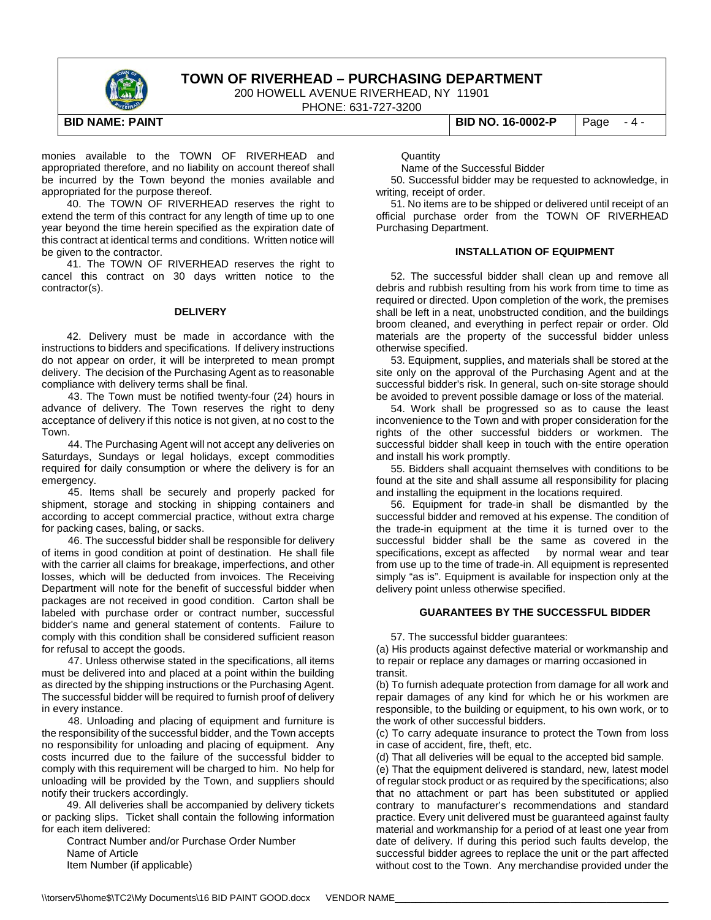monies available to the TOWN OF RIVERHEAD and appropriated therefore, and no liability on account thereof shall be incurred by the Town beyond the monies available and appropriated for the purpose thereof.

40. The TOWN OF RIVERHEAD reserves the right to extend the term of this contract for any length of time up to one year beyond the time herein specified as the expiration date of this contract at identical terms and conditions. Written notice will be given to the contractor.

41. The TOWN OF RIVERHEAD reserves the right to cancel this contract on 30 days written notice to the contractor(s).

**DELIVERY**

42. Delivery must be made in accordance with the instructions to bidders and specifications. If delivery instructions do not appear on order, it will be interpreted to mean prompt delivery. The decision of the Purchasing Agent as to reasonable compliance with delivery terms shall be final.

43. The Town must be notified twenty-four (24) hours in advance of delivery. The Town reserves the right to deny acceptance of delivery if this notice is not given, at no cost to the Town.

44. The Purchasing Agent will not accept any deliveries on Saturdays, Sundays or legal holidays, except commodities required for daily consumption or where the delivery is for an emergency.

45. Items shall be securely and properly packed for shipment, storage and stocking in shipping containers and according to accept commercial practice, without extra charge for packing cases, baling, or sacks.

46. The successful bidder shall be responsible for delivery of items in good condition at point of destination. He shall file with the carrier all claims for breakage, imperfections, and other losses, which will be deducted from invoices. The Receiving Department will note for the benefit of successful bidder when packages are not received in good condition. Carton shall be labeled with purchase order or contract number, successful bidder's name and general statement of contents. Failure to comply with this condition shall be considered sufficient reason for refusal to accept the goods.

47. Unless otherwise stated in the specifications, all items must be delivered into and placed at a point within the building as directed by the shipping instructions or the Purchasing Agent. The successful bidder will be required to furnish proof of delivery in every instance.

48. Unloading and placing of equipment and furniture is the responsibility of the successful bidder, and the Town accepts no responsibility for unloading and placing of equipment. Any costs incurred due to the failure of the successful bidder to comply with this requirement will be charged to him. No help for unloading will be provided by the Town, and suppliers should notify their truckers accordingly.

49. All deliveries shall be accompanied by delivery tickets or packing slips. Ticket shall contain the following information for each item delivered:

Contract Number and/or Purchase Order Number
Name of Article
Item Number (if applicable)
Quantity
Name of the Successful Bidder

50. Successful bidder may be requested to acknowledge, in writing, receipt of order.

51. No items are to be shipped or delivered until receipt of an official purchase order from the TOWN OF RIVERHEAD Purchasing Department.

**INSTALLATION OF EQUIPMENT**

52. The successful bidder shall clean up and remove all debris and rubbish resulting from his work from time to time as required or directed. Upon completion of the work, the premises shall be left in a neat, unobstructed condition, and the buildings broom cleaned, and everything in perfect repair or order. Old materials are the property of the successful bidder unless otherwise specified.

53. Equipment, supplies, and materials shall be stored at the site only on the approval of the Purchasing Agent and at the successful bidder's risk. In general, such on-site storage should be avoided to prevent possible damage or loss of the material.

54. Work shall be progressed so as to cause the least inconvenience to the Town and with proper consideration for the rights of the other successful bidders or workmen. The successful bidder shall keep in touch with the entire operation and install his work promptly.

55. Bidders shall acquaint themselves with conditions to be found at the site and shall assume all responsibility for placing and installing the equipment in the locations required.

56. Equipment for trade-in shall be dismantled by the successful bidder and removed at his expense. The condition of the trade-in equipment at the time it is turned over to the successful bidder shall be the same as covered in the specifications, except as affected by normal wear and tear from use up to the time of trade-in. All equipment is represented simply "as is". Equipment is available for inspection only at the delivery point unless otherwise specified.

**GUARANTEES BY THE SUCCESSFUL BIDDER**

57. The successful bidder guarantees:

(a) His products against defective material or workmanship and to repair or replace any damages or marring occasioned in transit.

(b) To furnish adequate protection from damage for all work and repair damages of any kind for which he or his workmen are responsible, to the building or equipment, to his own work, or to the work of other successful bidders.

(c) To carry adequate insurance to protect the Town from loss in case of accident, fire, theft, etc.

(d) That all deliveries will be equal to the accepted bid sample.

(e) That the equipment delivered is standard, new, latest model of regular stock product or as required by the specifications; also that no attachment or part has been substituted or applied contrary to manufacturer's recommendations and standard practice. Every unit delivered must be guaranteed against faulty material and workmanship for a period of at least one year from date of delivery. If during this period such faults develop, the successful bidder agrees to replace the unit or the part affected without cost to the Town. Any merchandise provided under the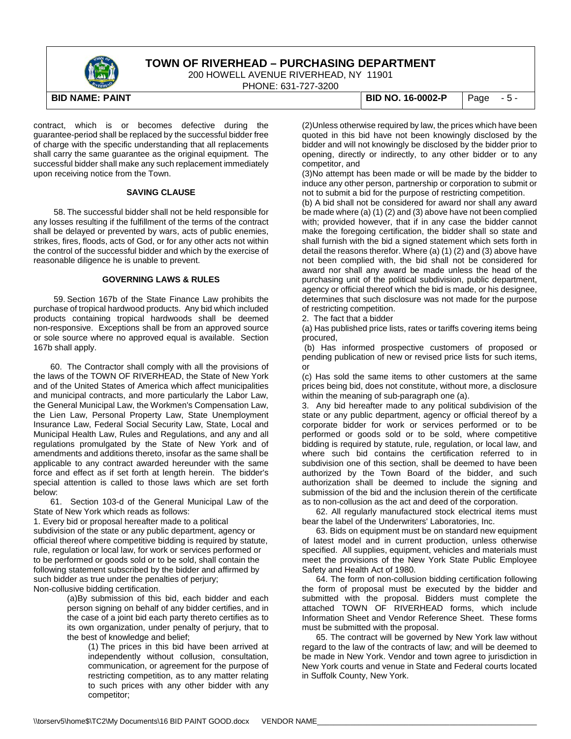contract, which is or becomes defective during the guarantee-period shall be replaced by the successful bidder free of charge with the specific understanding that all replacements shall carry the same guarantee as the original equipment. The successful bidder shall make any such replacement immediately upon receiving notice from the Town.

**SAVING CLAUSE**

58. The successful bidder shall not be held responsible for any losses resulting if the fulfillment of the terms of the contract shall be delayed or prevented by wars, acts of public enemies, strikes, fires, floods, acts of God, or for any other acts not within the control of the successful bidder and which by the exercise of reasonable diligence he is unable to prevent.

**GOVERNING LAWS & RULES**

59. Section 167b of the State Finance Law prohibits the purchase of tropical hardwood products. Any bid which included products containing tropical hardwoods shall be deemed non-responsive. Exceptions shall be from an approved source or sole source where no approved equal is available. Section 167b shall apply.

60. The Contractor shall comply with all the provisions of the laws of the TOWN OF RIVERHEAD, the State of New York and of the United States of America which affect municipalities and municipal contracts, and more particularly the Labor Law, the General Municipal Law, the Workmen's Compensation Law, the Lien Law, Personal Property Law, State Unemployment Insurance Law, Federal Social Security Law, State, Local and Municipal Health Law, Rules and Regulations, and any and all regulations promulgated by the State of New York and of amendments and additions thereto, insofar as the same shall be applicable to any contract awarded hereunder with the same force and effect as if set forth at length herein. The bidder's special attention is called to those laws which are set forth below:

61. Section 103-d of the General Municipal Law of the State of New York which reads as follows:

1. Every bid or proposal hereafter made to a political subdivision of the state or any public department, agency or official thereof where competitive bidding is required by statute, rule, regulation or local law, for work or services performed or to be performed or goods sold or to be sold, shall contain the following statement subscribed by the bidder and affirmed by such bidder as true under the penalties of perjury;

Non-collusive bidding certification.

(a)By submission of this bid, each bidder and each person signing on behalf of any bidder certifies, and in the case of a joint bid each party thereto certifies as to its own organization, under penalty of perjury, that to the best of knowledge and belief;

(1) The prices in this bid have been arrived at independently without collusion, consultation, communication, or agreement for the purpose of restricting competition, as to any matter relating to such prices with any other bidder with any competitor;

(2)Unless otherwise required by law, the prices which have been quoted in this bid have not been knowingly disclosed by the bidder and will not knowingly be disclosed by the bidder prior to opening, directly or indirectly, to any other bidder or to any competitor, and

(3)No attempt has been made or will be made by the bidder to induce any other person, partnership or corporation to submit or not to submit a bid for the purpose of restricting competition.

(b) A bid shall not be considered for award nor shall any award be made where (a) (1) (2) and (3) above have not been complied with; provided however, that if in any case the bidder cannot make the foregoing certification, the bidder shall so state and shall furnish with the bid a signed statement which sets forth in detail the reasons therefor. Where (a) (1) (2) and (3) above have not been complied with, the bid shall not be considered for award nor shall any award be made unless the head of the purchasing unit of the political subdivision, public department, agency or official thereof which the bid is made, or his designee, determines that such disclosure was not made for the purpose of restricting competition.

2. The fact that a bidder

(a) Has published price lists, rates or tariffs covering items being procured,

(b) Has informed prospective customers of proposed or pending publication of new or revised price lists for such items, or

(c) Has sold the same items to other customers at the same prices being bid, does not constitute, without more, a disclosure within the meaning of sub-paragraph one (a).

3. Any bid hereafter made to any political subdivision of the state or any public department, agency or official thereof by a corporate bidder for work or services performed or to be performed or goods sold or to be sold, where competitive bidding is required by statute, rule, regulation, or local law, and where such bid contains the certification referred to in subdivision one of this section, shall be deemed to have been authorized by the Town Board of the bidder, and such authorization shall be deemed to include the signing and submission of the bid and the inclusion therein of the certificate as to non-collusion as the act and deed of the corporation.

62. All regularly manufactured stock electrical items must bear the label of the Underwriters' Laboratories, Inc.

63. Bids on equipment must be on standard new equipment of latest model and in current production, unless otherwise specified. All supplies, equipment, vehicles and materials must meet the provisions of the New York State Public Employee Safety and Health Act of 1980.

64. The form of non-collusion bidding certification following the form of proposal must be executed by the bidder and submitted with the proposal. Bidders must complete the attached TOWN OF RIVERHEAD forms, which include Information Sheet and Vendor Reference Sheet. These forms must be submitted with the proposal.

65. The contract will be governed by New York law without regard to the law of the contracts of law; and will be deemed to be made in New York. Vendor and town agree to jurisdiction in New York courts and venue in State and Federal courts located in Suffolk County, New York.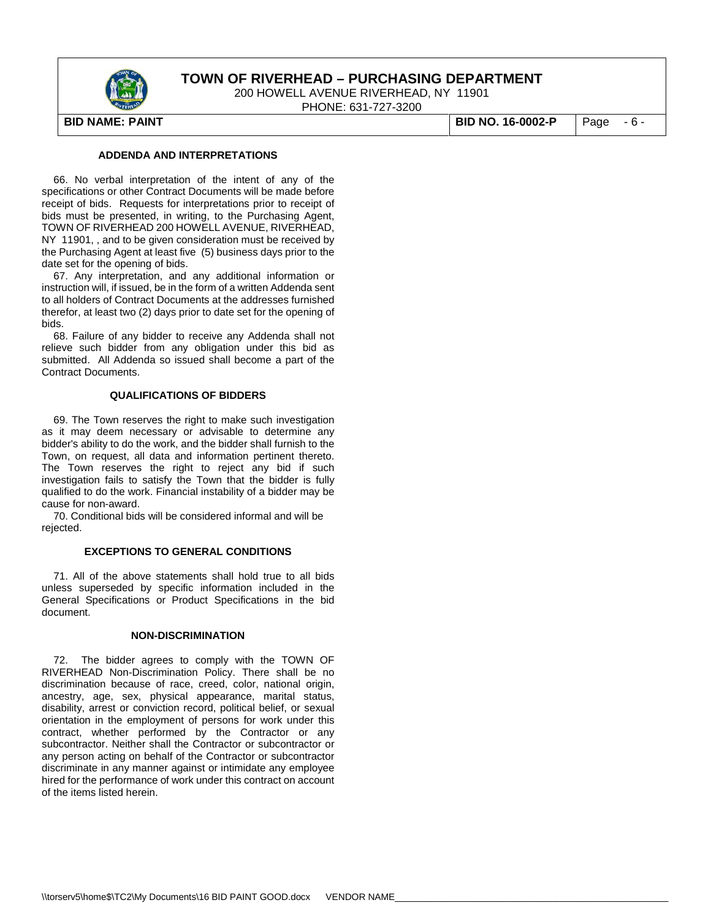### ADDENDA AND INTERPRETATIONS

66. No verbal interpretation of the intent of any of the specifications or other Contract Documents will be made before receipt of bids. Requests for interpretations prior to receipt of bids must be presented, in writing, to the Purchasing Agent, TOWN OF RIVERHEAD 200 HOWELL AVENUE, RIVERHEAD, NY 11901, , and to be given consideration must be received by the Purchasing Agent at least five (5) business days prior to the date set for the opening of bids.

67. Any interpretation, and any additional information or instruction will, if issued, be in the form of a written Addenda sent to all holders of Contract Documents at the addresses furnished therefor, at least two (2) days prior to date set for the opening of bids.

68. Failure of any bidder to receive any Addenda shall not relieve such bidder from any obligation under this bid as submitted. All Addenda so issued shall become a part of the Contract Documents.

### QUALIFICATIONS OF BIDDERS

69. The Town reserves the right to make such investigation as it may deem necessary or advisable to determine any bidder's ability to do the work, and the bidder shall furnish to the Town, on request, all data and information pertinent thereto. The Town reserves the right to reject any bid if such investigation fails to satisfy the Town that the bidder is fully qualified to do the work. Financial instability of a bidder may be cause for non-award.

70. Conditional bids will be considered informal and will be rejected.

### EXCEPTIONS TO GENERAL CONDITIONS

71. All of the above statements shall hold true to all bids unless superseded by specific information included in the General Specifications or Product Specifications in the bid document.

### NON-DISCRIMINATION

72. The bidder agrees to comply with the TOWN OF RIVERHEAD Non-Discrimination Policy. There shall be no discrimination because of race, creed, color, national origin, ancestry, age, sex, physical appearance, marital status, disability, arrest or conviction record, political belief, or sexual orientation in the employment of persons for work under this contract, whether performed by the Contractor or any subcontractor. Neither shall the Contractor or subcontractor or any person acting on behalf of the Contractor or subcontractor discriminate in any manner against or intimidate any employee hired for the performance of work under this contract on account of the items listed herein.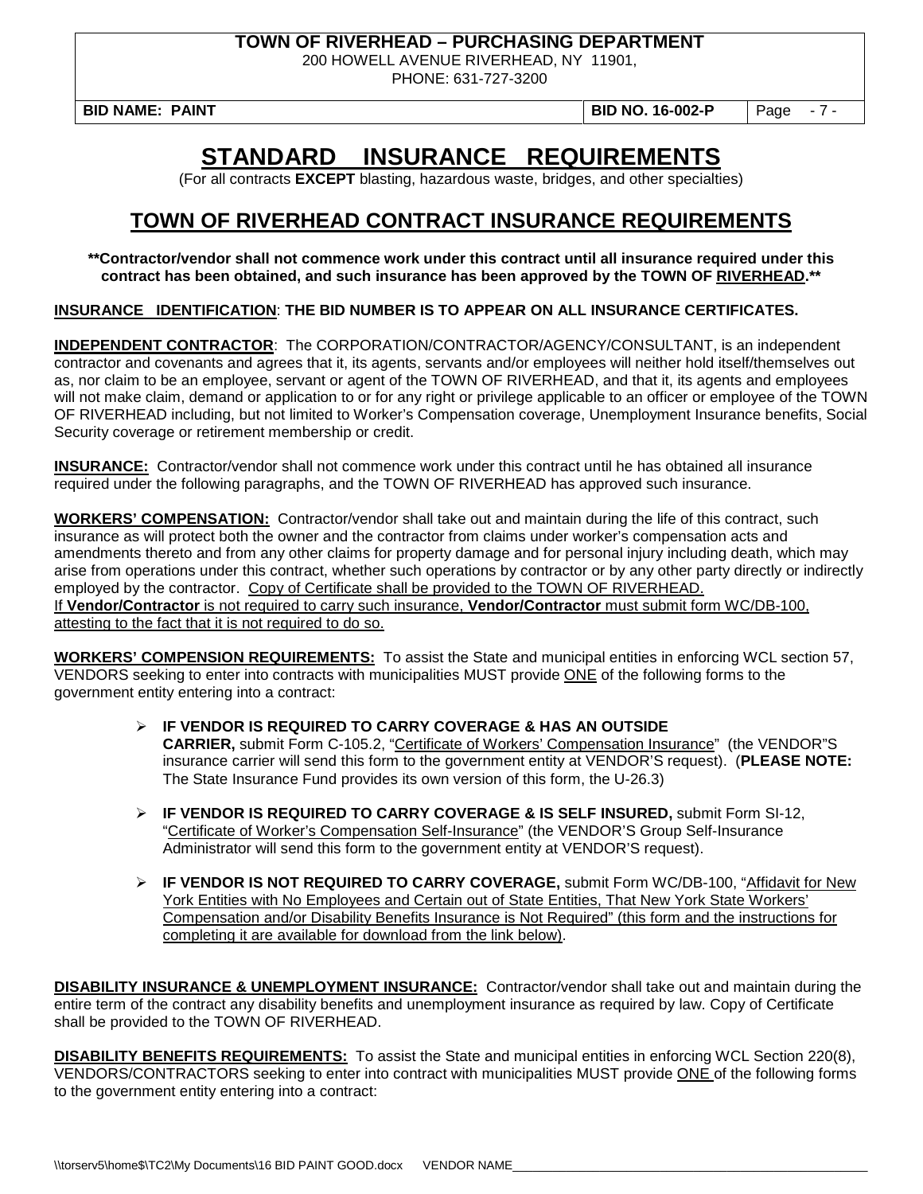# STANDARD INSURANCE REQUIREMENTS

(For all contracts **EXCEPT** blasting, hazardous waste, bridges, and other specialties)

## TOWN OF RIVERHEAD CONTRACT INSURANCE REQUIREMENTS

****Contractor/vendor shall not commence work under this contract until all insurance required under this contract has been obtained, and such insurance has been approved by the TOWN OF RIVERHEAD.****

**INSURANCE IDENTIFICATION**: **THE BID NUMBER IS TO APPEAR ON ALL INSURANCE CERTIFICATES.**

**INDEPENDENT CONTRACTOR**: The CORPORATION/CONTRACTOR/AGENCY/CONSULTANT, is an independent contractor and covenants and agrees that it, its agents, servants and/or employees will neither hold itself/themselves out as, nor claim to be an employee, servant or agent of the TOWN OF RIVERHEAD, and that it, its agents and employees will not make claim, demand or application to or for any right or privilege applicable to an officer or employee of the TOWN OF RIVERHEAD including, but not limited to Worker's Compensation coverage, Unemployment Insurance benefits, Social Security coverage or retirement membership or credit.

**INSURANCE:** Contractor/vendor shall not commence work under this contract until he has obtained all insurance required under the following paragraphs, and the TOWN OF RIVERHEAD has approved such insurance.

**WORKERS' COMPENSATION:** Contractor/vendor shall take out and maintain during the life of this contract, such insurance as will protect both the owner and the contractor from claims under worker's compensation acts and amendments thereto and from any other claims for property damage and for personal injury including death, which may arise from operations under this contract, whether such operations by contractor or by any other party directly or indirectly employed by the contractor. Copy of Certificate shall be provided to the TOWN OF RIVERHEAD. If **Vendor/Contractor** is not required to carry such insurance, **Vendor/Contractor** must submit form WC/DB-100, attesting to the fact that it is not required to do so.

**WORKERS' COMPENSION REQUIREMENTS:** To assist the State and municipal entities in enforcing WCL section 57, VENDORS seeking to enter into contracts with municipalities MUST provide ONE of the following forms to the government entity entering into a contract:

- **IF VENDOR IS REQUIRED TO CARRY COVERAGE & HAS AN OUTSIDE CARRIER,** submit Form C-105.2, "Certificate of Workers' Compensation Insurance" (the VENDOR"S insurance carrier will send this form to the government entity at VENDOR'S request). (**PLEASE NOTE:** The State Insurance Fund provides its own version of this form, the U-26.3)
- **IF VENDOR IS REQUIRED TO CARRY COVERAGE & IS SELF INSURED,** submit Form SI-12, "Certificate of Worker's Compensation Self-Insurance" (the VENDOR'S Group Self-Insurance Administrator will send this form to the government entity at VENDOR'S request).
- **IF VENDOR IS NOT REQUIRED TO CARRY COVERAGE,** submit Form WC/DB-100, "Affidavit for New York Entities with No Employees and Certain out of State Entities, That New York State Workers' Compensation and/or Disability Benefits Insurance is Not Required" (this form and the instructions for completing it are available for download from the link below).

**DISABILITY INSURANCE & UNEMPLOYMENT INSURANCE:** Contractor/vendor shall take out and maintain during the entire term of the contract any disability benefits and unemployment insurance as required by law. Copy of Certificate shall be provided to the TOWN OF RIVERHEAD.

**DISABILITY BENEFITS REQUIREMENTS:** To assist the State and municipal entities in enforcing WCL Section 220(8), VENDORS/CONTRACTORS seeking to enter into contract with municipalities MUST provide ONE of the following forms to the government entity entering into a contract: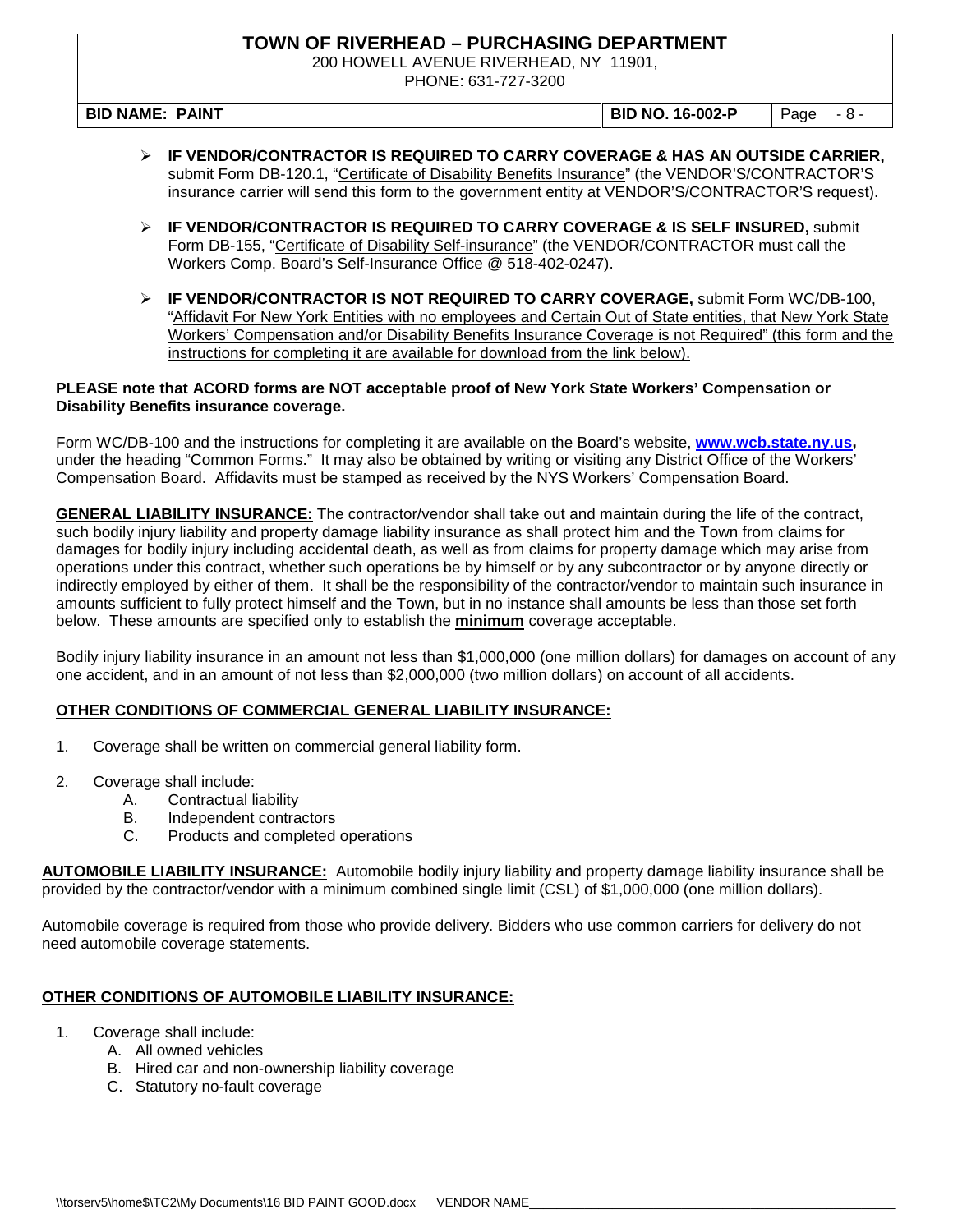- **IF VENDOR/CONTRACTOR IS REQUIRED TO CARRY COVERAGE & HAS AN OUTSIDE CARRIER,** submit Form DB-120.1, "Certificate of Disability Benefits Insurance" (the VENDOR'S/CONTRACTOR'S insurance carrier will send this form to the government entity at VENDOR'S/CONTRACTOR'S request).

- **IF VENDOR/CONTRACTOR IS REQUIRED TO CARRY COVERAGE & IS SELF INSURED,** submit Form DB-155, "Certificate of Disability Self-insurance" (the VENDOR/CONTRACTOR must call the Workers Comp. Board's Self-Insurance Office @ 518-402-0247).

- **IF VENDOR/CONTRACTOR IS NOT REQUIRED TO CARRY COVERAGE,** submit Form WC/DB-100, "Affidavit For New York Entities with no employees and Certain Out of State entities, that New York State Workers' Compensation and/or Disability Benefits Insurance Coverage is not Required" (this form and the instructions for completing it are available for download from the link below).

**PLEASE note that ACORD forms are NOT acceptable proof of New York State Workers' Compensation or Disability Benefits insurance coverage.**

Form WC/DB-100 and the instructions for completing it are available on the Board's website, **www.wcb.state.ny.us,** under the heading "Common Forms." It may also be obtained by writing or visiting any District Office of the Workers' Compensation Board. Affidavits must be stamped as received by the NYS Workers' Compensation Board.

**GENERAL LIABILITY INSURANCE:** The contractor/vendor shall take out and maintain during the life of the contract, such bodily injury liability and property damage liability insurance as shall protect him and the Town from claims for damages for bodily injury including accidental death, as well as from claims for property damage which may arise from operations under this contract, whether such operations be by himself or by any subcontractor or by anyone directly or indirectly employed by either of them. It shall be the responsibility of the contractor/vendor to maintain such insurance in amounts sufficient to fully protect himself and the Town, but in no instance shall amounts be less than those set forth below. These amounts are specified only to establish the **minimum** coverage acceptable.

Bodily injury liability insurance in an amount not less than $1,000,000 (one million dollars) for damages on account of any one accident, and in an amount of not less than $2,000,000 (two million dollars) on account of all accidents.

**OTHER CONDITIONS OF COMMERCIAL GENERAL LIABILITY INSURANCE:**

1. Coverage shall be written on commercial general liability form.
2. Coverage shall include:
   - A. Contractual liability
   - B. Independent contractors
   - C. Products and completed operations

**AUTOMOBILE LIABILITY INSURANCE:** Automobile bodily injury liability and property damage liability insurance shall be provided by the contractor/vendor with a minimum combined single limit (CSL) of $1,000,000 (one million dollars).

Automobile coverage is required from those who provide delivery. Bidders who use common carriers for delivery do not need automobile coverage statements.

**OTHER CONDITIONS OF AUTOMOBILE LIABILITY INSURANCE:**

1. Coverage shall include:
   - A. All owned vehicles
   - B. Hired car and non-ownership liability coverage
   - C. Statutory no-fault coverage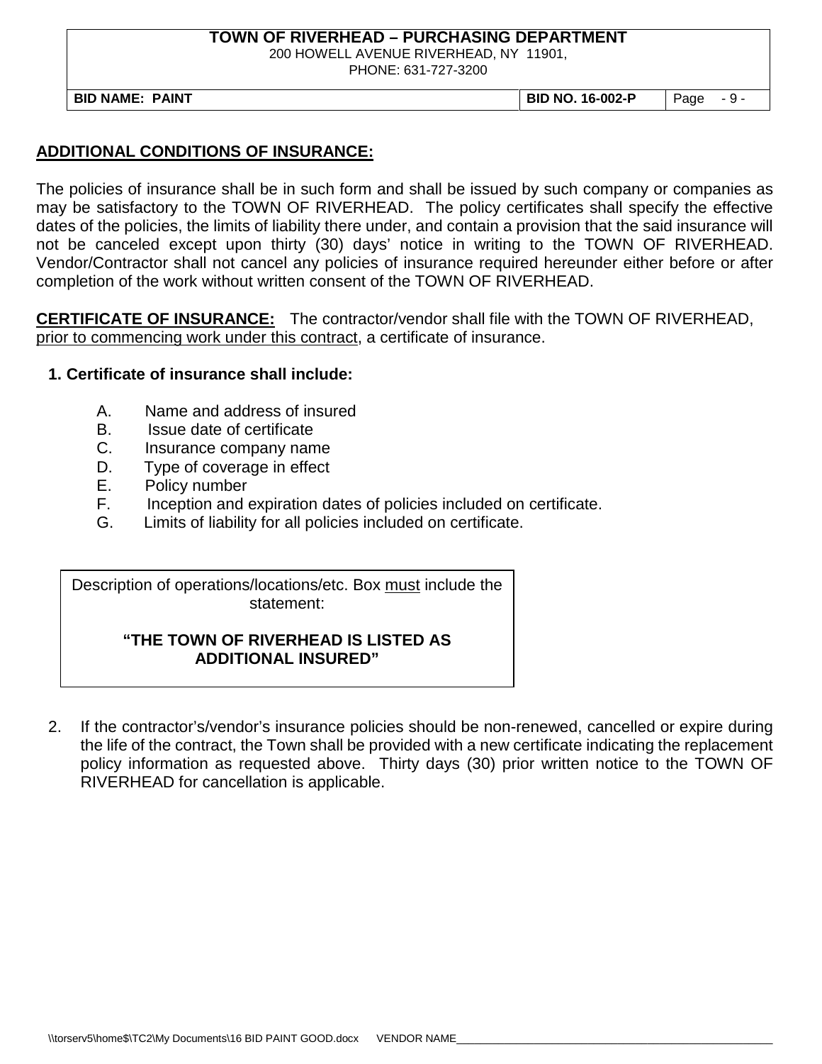## ADDITIONAL CONDITIONS OF INSURANCE:

The policies of insurance shall be in such form and shall be issued by such company or companies as may be satisfactory to the TOWN OF RIVERHEAD. The policy certificates shall specify the effective dates of the policies, the limits of liability there under, and contain a provision that the said insurance will not be canceled except upon thirty (30) days' notice in writing to the TOWN OF RIVERHEAD. Vendor/Contractor shall not cancel any policies of insurance required hereunder either before or after completion of the work without written consent of the TOWN OF RIVERHEAD.

**CERTIFICATE OF INSURANCE:** The contractor/vendor shall file with the TOWN OF RIVERHEAD, prior to commencing work under this contract, a certificate of insurance.

**1. Certificate of insurance shall include:**

A. Name and address of insured
B. Issue date of certificate
C. Insurance company name
D. Type of coverage in effect
E. Policy number
F. Inception and expiration dates of policies included on certificate.
G. Limits of liability for all policies included on certificate.

Description of operations/locations/etc. Box must include the statement:

**"THE TOWN OF RIVERHEAD IS LISTED AS ADDITIONAL INSURED"**

2. If the contractor's/vendor's insurance policies should be non-renewed, cancelled or expire during the life of the contract, the Town shall be provided with a new certificate indicating the replacement policy information as requested above. Thirty days (30) prior written notice to the TOWN OF RIVERHEAD for cancellation is applicable.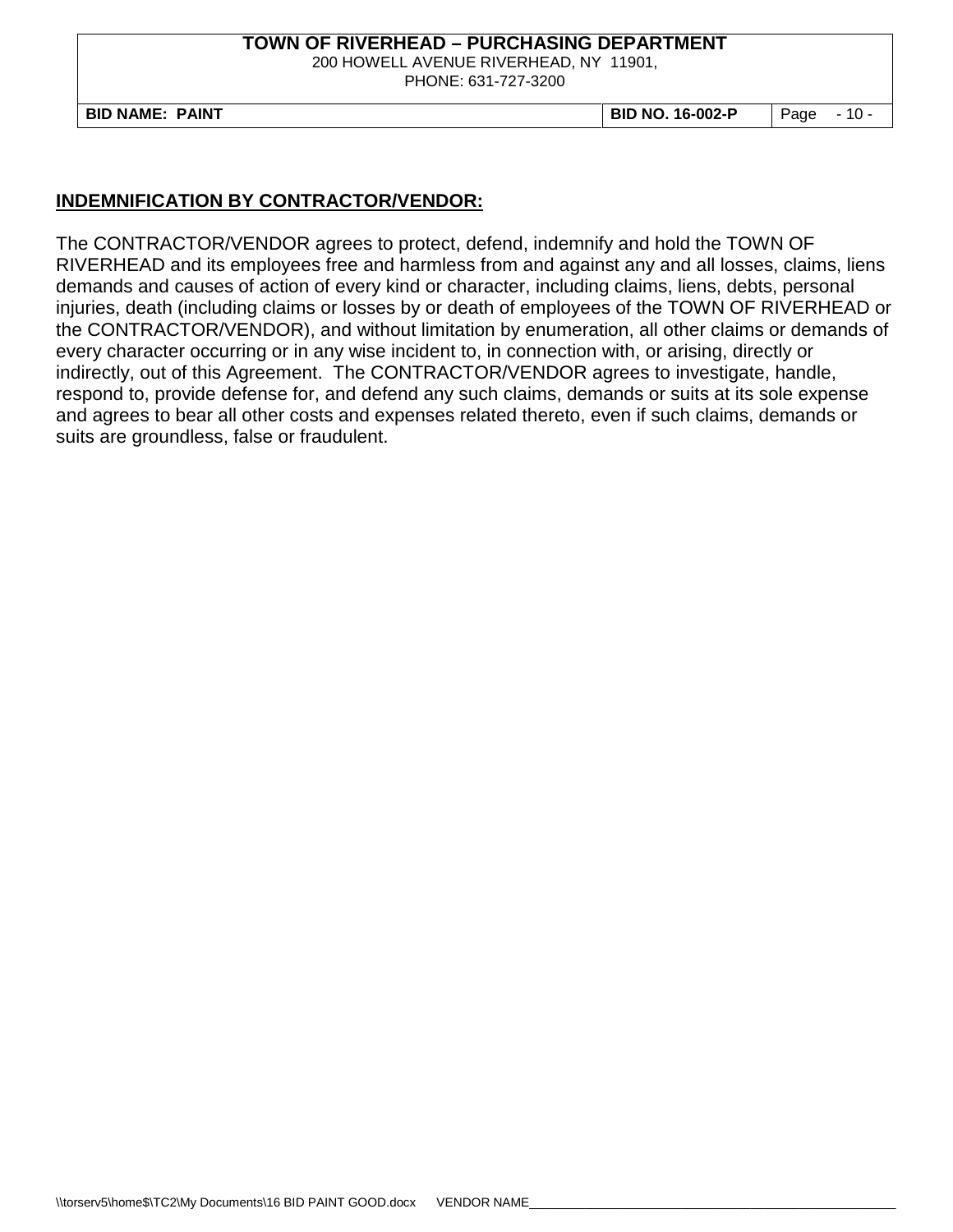## INDEMNIFICATION BY CONTRACTOR/VENDOR:

The CONTRACTOR/VENDOR agrees to protect, defend, indemnify and hold the TOWN OF RIVERHEAD and its employees free and harmless from and against any and all losses, claims, liens demands and causes of action of every kind or character, including claims, liens, debts, personal injuries, death (including claims or losses by or death of employees of the TOWN OF RIVERHEAD or the CONTRACTOR/VENDOR), and without limitation by enumeration, all other claims or demands of every character occurring or in any wise incident to, in connection with, or arising, directly or indirectly, out of this Agreement. The CONTRACTOR/VENDOR agrees to investigate, handle, respond to, provide defense for, and defend any such claims, demands or suits at its sole expense and agrees to bear all other costs and expenses related thereto, even if such claims, demands or suits are groundless, false or fraudulent.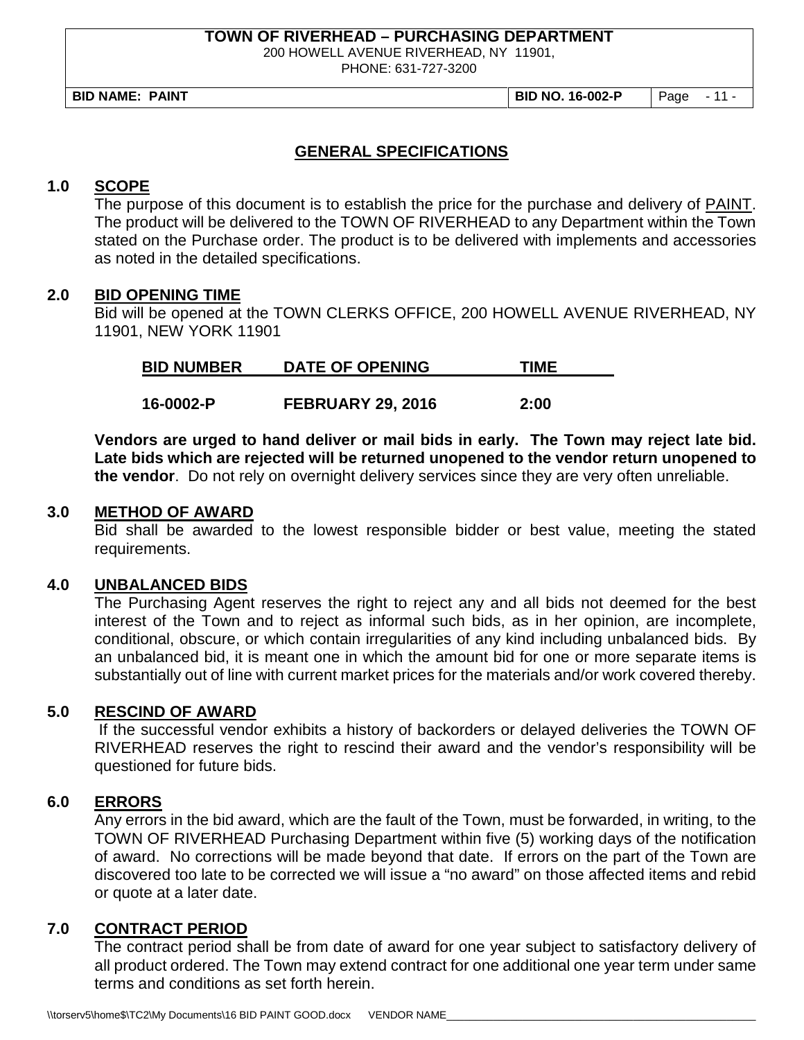## GENERAL SPECIFICATIONS

### 1.0 SCOPE

The purpose of this document is to establish the price for the purchase and delivery of PAINT. The product will be delivered to the TOWN OF RIVERHEAD to any Department within the Town stated on the Purchase order. The product is to be delivered with implements and accessories as noted in the detailed specifications.

### 2.0 BID OPENING TIME

Bid will be opened at the TOWN CLERKS OFFICE, 200 HOWELL AVENUE RIVERHEAD, NY 11901, NEW YORK 11901

| BID NUMBER | DATE OF OPENING | TIME |
|---|---|---|
| **16-0002-P** | **FEBRUARY 29, 2016** | **2:00** |

**Vendors are urged to hand deliver or mail bids in early. The Town may reject late bid. Late bids which are rejected will be returned unopened to the vendor return unopened to the vendor**. Do not rely on overnight delivery services since they are very often unreliable.

### 3.0 METHOD OF AWARD

Bid shall be awarded to the lowest responsible bidder or best value, meeting the stated requirements.

### 4.0 UNBALANCED BIDS

The Purchasing Agent reserves the right to reject any and all bids not deemed for the best interest of the Town and to reject as informal such bids, as in her opinion, are incomplete, conditional, obscure, or which contain irregularities of any kind including unbalanced bids. By an unbalanced bid, it is meant one in which the amount bid for one or more separate items is substantially out of line with current market prices for the materials and/or work covered thereby.

### 5.0 RESCIND OF AWARD

If the successful vendor exhibits a history of backorders or delayed deliveries the TOWN OF RIVERHEAD reserves the right to rescind their award and the vendor's responsibility will be questioned for future bids.

### 6.0 ERRORS

Any errors in the bid award, which are the fault of the Town, must be forwarded, in writing, to the TOWN OF RIVERHEAD Purchasing Department within five (5) working days of the notification of award. No corrections will be made beyond that date. If errors on the part of the Town are discovered too late to be corrected we will issue a "no award" on those affected items and rebid or quote at a later date.

### 7.0 CONTRACT PERIOD

The contract period shall be from date of award for one year subject to satisfactory delivery of all product ordered. The Town may extend contract for one additional one year term under same terms and conditions as set forth herein.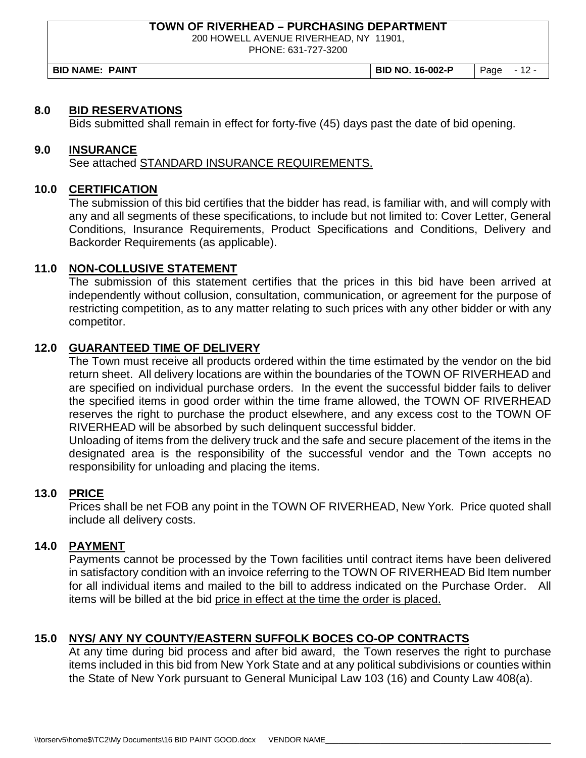## 8.0 BID RESERVATIONS

Bids submitted shall remain in effect for forty-five (45) days past the date of bid opening.

## 9.0 INSURANCE

See attached STANDARD INSURANCE REQUIREMENTS.

## 10.0 CERTIFICATION

The submission of this bid certifies that the bidder has read, is familiar with, and will comply with any and all segments of these specifications, to include but not limited to: Cover Letter, General Conditions, Insurance Requirements, Product Specifications and Conditions, Delivery and Backorder Requirements (as applicable).

## 11.0 NON-COLLUSIVE STATEMENT

The submission of this statement certifies that the prices in this bid have been arrived at independently without collusion, consultation, communication, or agreement for the purpose of restricting competition, as to any matter relating to such prices with any other bidder or with any competitor.

## 12.0 GUARANTEED TIME OF DELIVERY

The Town must receive all products ordered within the time estimated by the vendor on the bid return sheet. All delivery locations are within the boundaries of the TOWN OF RIVERHEAD and are specified on individual purchase orders. In the event the successful bidder fails to deliver the specified items in good order within the time frame allowed, the TOWN OF RIVERHEAD reserves the right to purchase the product elsewhere, and any excess cost to the TOWN OF RIVERHEAD will be absorbed by such delinquent successful bidder.

Unloading of items from the delivery truck and the safe and secure placement of the items in the designated area is the responsibility of the successful vendor and the Town accepts no responsibility for unloading and placing the items.

## 13.0 PRICE

Prices shall be net FOB any point in the TOWN OF RIVERHEAD, New York. Price quoted shall include all delivery costs.

## 14.0 PAYMENT

Payments cannot be processed by the Town facilities until contract items have been delivered in satisfactory condition with an invoice referring to the TOWN OF RIVERHEAD Bid Item number for all individual items and mailed to the bill to address indicated on the Purchase Order. All items will be billed at the bid price in effect at the time the order is placed.

## 15.0 NYS/ ANY NY COUNTY/EASTERN SUFFOLK BOCES CO-OP CONTRACTS

At any time during bid process and after bid award, the Town reserves the right to purchase items included in this bid from New York State and at any political subdivisions or counties within the State of New York pursuant to General Municipal Law 103 (16) and County Law 408(a).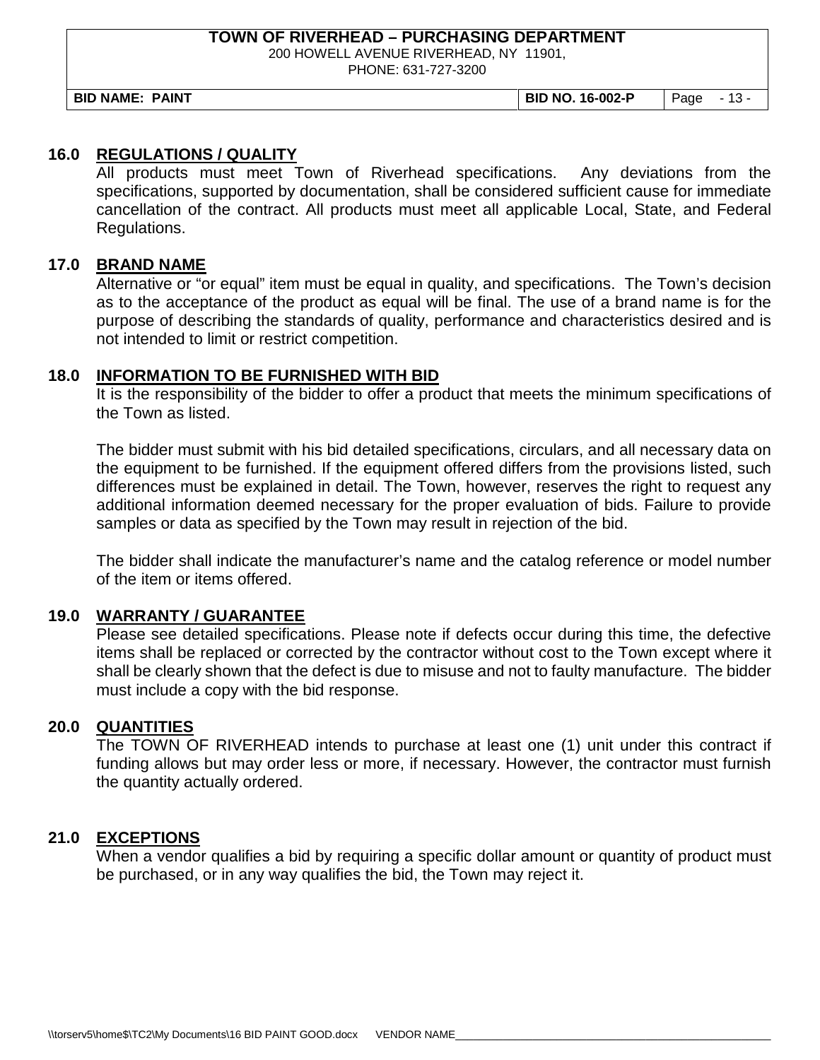## 16.0 REGULATIONS / QUALITY

All products must meet Town of Riverhead specifications. Any deviations from the specifications, supported by documentation, shall be considered sufficient cause for immediate cancellation of the contract. All products must meet all applicable Local, State, and Federal Regulations.

## 17.0 BRAND NAME

Alternative or "or equal" item must be equal in quality, and specifications. The Town's decision as to the acceptance of the product as equal will be final. The use of a brand name is for the purpose of describing the standards of quality, performance and characteristics desired and is not intended to limit or restrict competition.

## 18.0 INFORMATION TO BE FURNISHED WITH BID

It is the responsibility of the bidder to offer a product that meets the minimum specifications of the Town as listed.

The bidder must submit with his bid detailed specifications, circulars, and all necessary data on the equipment to be furnished. If the equipment offered differs from the provisions listed, such differences must be explained in detail. The Town, however, reserves the right to request any additional information deemed necessary for the proper evaluation of bids. Failure to provide samples or data as specified by the Town may result in rejection of the bid.

The bidder shall indicate the manufacturer's name and the catalog reference or model number of the item or items offered.

## 19.0 WARRANTY / GUARANTEE

Please see detailed specifications. Please note if defects occur during this time, the defective items shall be replaced or corrected by the contractor without cost to the Town except where it shall be clearly shown that the defect is due to misuse and not to faulty manufacture. The bidder must include a copy with the bid response.

## 20.0 QUANTITIES

The TOWN OF RIVERHEAD intends to purchase at least one (1) unit under this contract if funding allows but may order less or more, if necessary. However, the contractor must furnish the quantity actually ordered.

## 21.0 EXCEPTIONS

When a vendor qualifies a bid by requiring a specific dollar amount or quantity of product must be purchased, or in any way qualifies the bid, the Town may reject it.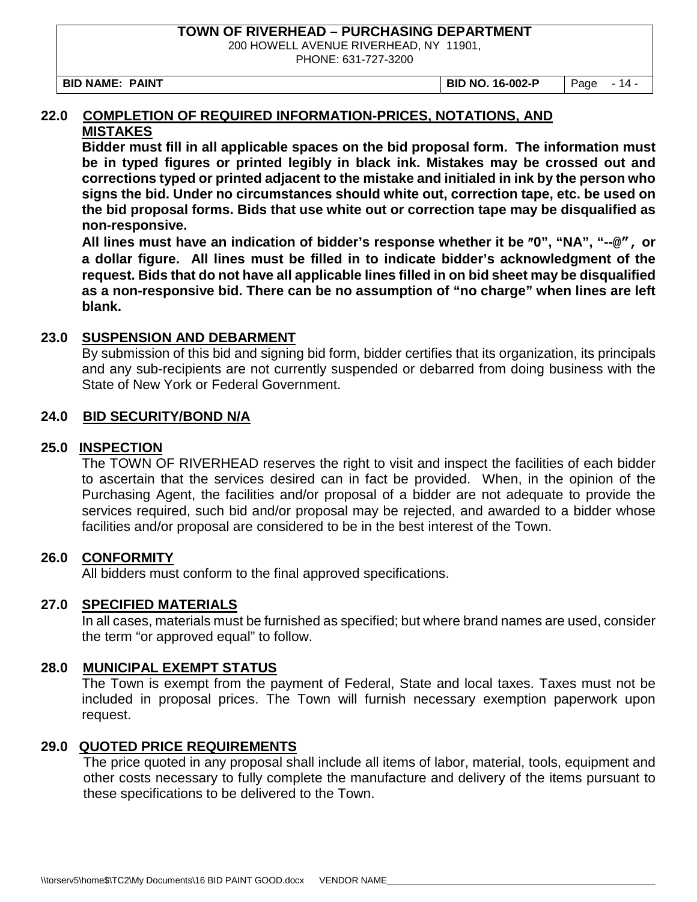## 22.0 COMPLETION OF REQUIRED INFORMATION-PRICES, NOTATIONS, AND MISTAKES

**Bidder must fill in all applicable spaces on the bid proposal form. The information must be in typed figures or printed legibly in black ink. Mistakes may be crossed out and corrections typed or printed adjacent to the mistake and initialed in ink by the person who signs the bid. Under no circumstances should white out, correction tape, etc. be used on the bid proposal forms. Bids that use white out or correction tape may be disqualified as non-responsive.**

**All lines must have an indication of bidder's response whether it be ″0", "NA", "--@″, or a dollar figure. All lines must be filled in to indicate bidder's acknowledgment of the request. Bids that do not have all applicable lines filled in on bid sheet may be disqualified as a non-responsive bid. There can be no assumption of "no charge" when lines are left blank.**

## 23.0 SUSPENSION AND DEBARMENT

By submission of this bid and signing bid form, bidder certifies that its organization, its principals and any sub-recipients are not currently suspended or debarred from doing business with the State of New York or Federal Government.

## 24.0 BID SECURITY/BOND N/A

## 25.0 INSPECTION

The TOWN OF RIVERHEAD reserves the right to visit and inspect the facilities of each bidder to ascertain that the services desired can in fact be provided. When, in the opinion of the Purchasing Agent, the facilities and/or proposal of a bidder are not adequate to provide the services required, such bid and/or proposal may be rejected, and awarded to a bidder whose facilities and/or proposal are considered to be in the best interest of the Town.

## 26.0 CONFORMITY

All bidders must conform to the final approved specifications.

## 27.0 SPECIFIED MATERIALS

In all cases, materials must be furnished as specified; but where brand names are used, consider the term "or approved equal" to follow.

## 28.0 MUNICIPAL EXEMPT STATUS

The Town is exempt from the payment of Federal, State and local taxes. Taxes must not be included in proposal prices. The Town will furnish necessary exemption paperwork upon request.

## 29.0 QUOTED PRICE REQUIREMENTS

The price quoted in any proposal shall include all items of labor, material, tools, equipment and other costs necessary to fully complete the manufacture and delivery of the items pursuant to these specifications to be delivered to the Town.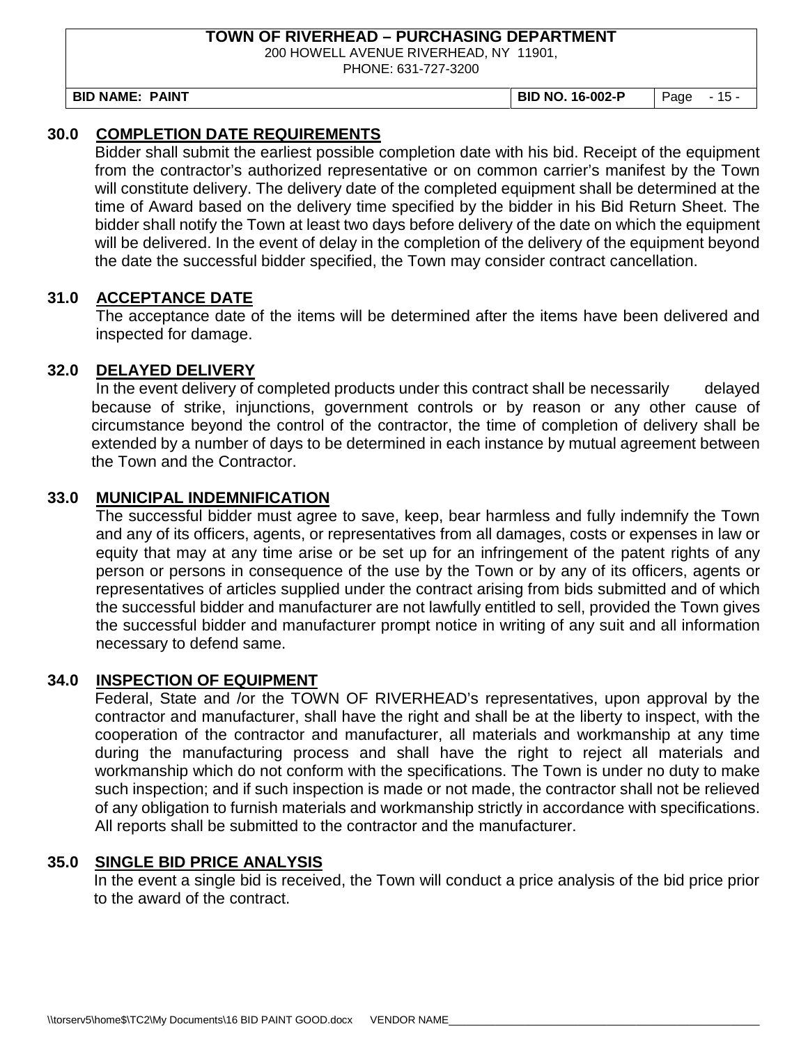## 30.0 COMPLETION DATE REQUIREMENTS

Bidder shall submit the earliest possible completion date with his bid. Receipt of the equipment from the contractor's authorized representative or on common carrier's manifest by the Town will constitute delivery. The delivery date of the completed equipment shall be determined at the time of Award based on the delivery time specified by the bidder in his Bid Return Sheet. The bidder shall notify the Town at least two days before delivery of the date on which the equipment will be delivered. In the event of delay in the completion of the delivery of the equipment beyond the date the successful bidder specified, the Town may consider contract cancellation.

## 31.0 ACCEPTANCE DATE

The acceptance date of the items will be determined after the items have been delivered and inspected for damage.

## 32.0 DELAYED DELIVERY

In the event delivery of completed products under this contract shall be necessarily delayed because of strike, injunctions, government controls or by reason or any other cause of circumstance beyond the control of the contractor, the time of completion of delivery shall be extended by a number of days to be determined in each instance by mutual agreement between the Town and the Contractor.

## 33.0 MUNICIPAL INDEMNIFICATION

The successful bidder must agree to save, keep, bear harmless and fully indemnify the Town and any of its officers, agents, or representatives from all damages, costs or expenses in law or equity that may at any time arise or be set up for an infringement of the patent rights of any person or persons in consequence of the use by the Town or by any of its officers, agents or representatives of articles supplied under the contract arising from bids submitted and of which the successful bidder and manufacturer are not lawfully entitled to sell, provided the Town gives the successful bidder and manufacturer prompt notice in writing of any suit and all information necessary to defend same.

## 34.0 INSPECTION OF EQUIPMENT

Federal, State and /or the TOWN OF RIVERHEAD's representatives, upon approval by the contractor and manufacturer, shall have the right and shall be at the liberty to inspect, with the cooperation of the contractor and manufacturer, all materials and workmanship at any time during the manufacturing process and shall have the right to reject all materials and workmanship which do not conform with the specifications. The Town is under no duty to make such inspection; and if such inspection is made or not made, the contractor shall not be relieved of any obligation to furnish materials and workmanship strictly in accordance with specifications. All reports shall be submitted to the contractor and the manufacturer.

## 35.0 SINGLE BID PRICE ANALYSIS

In the event a single bid is received, the Town will conduct a price analysis of the bid price prior to the award of the contract.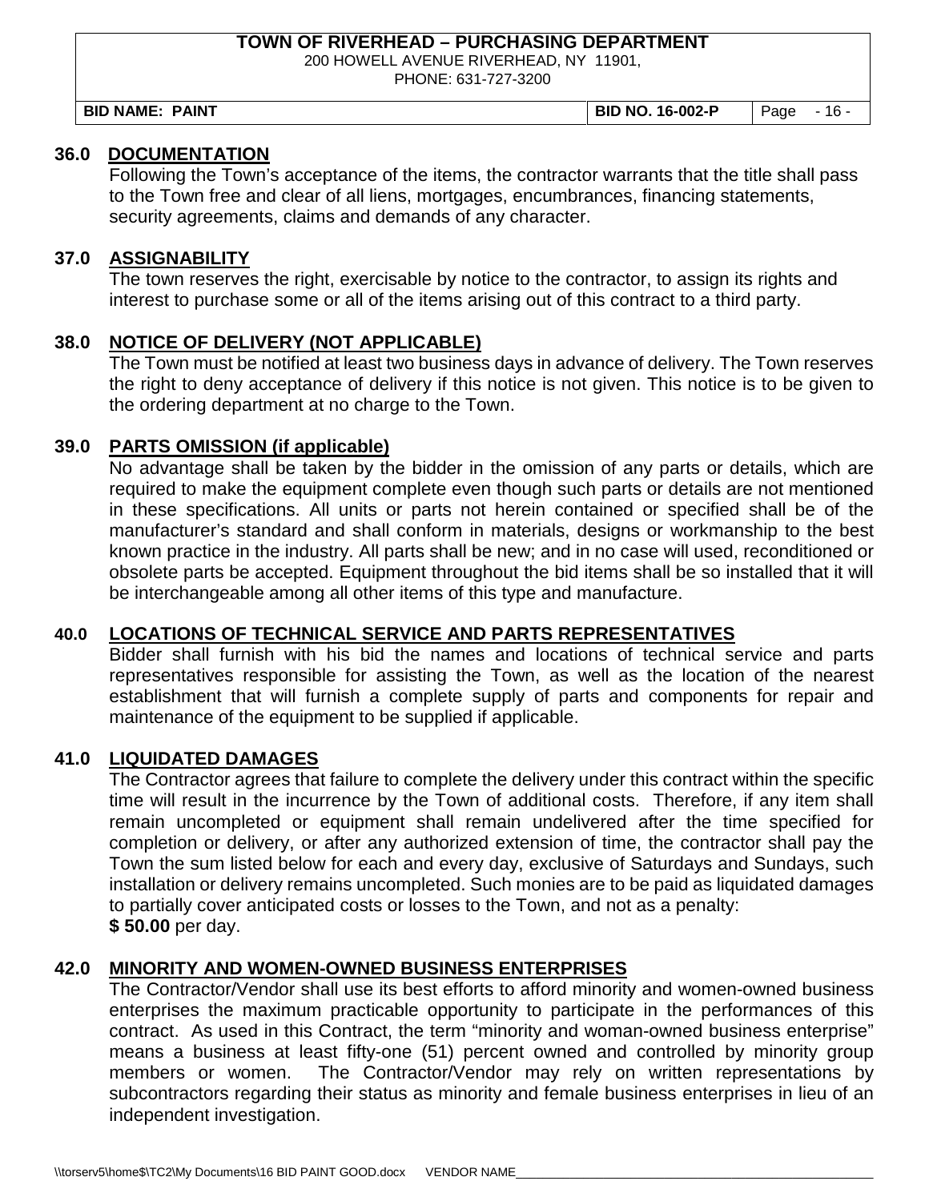## 36.0 DOCUMENTATION

Following the Town's acceptance of the items, the contractor warrants that the title shall pass to the Town free and clear of all liens, mortgages, encumbrances, financing statements, security agreements, claims and demands of any character.

## 37.0 ASSIGNABILITY

The town reserves the right, exercisable by notice to the contractor, to assign its rights and interest to purchase some or all of the items arising out of this contract to a third party.

## 38.0 NOTICE OF DELIVERY (NOT APPLICABLE)

The Town must be notified at least two business days in advance of delivery. The Town reserves the right to deny acceptance of delivery if this notice is not given. This notice is to be given to the ordering department at no charge to the Town.

## 39.0 PARTS OMISSION (if applicable)

No advantage shall be taken by the bidder in the omission of any parts or details, which are required to make the equipment complete even though such parts or details are not mentioned in these specifications. All units or parts not herein contained or specified shall be of the manufacturer's standard and shall conform in materials, designs or workmanship to the best known practice in the industry. All parts shall be new; and in no case will used, reconditioned or obsolete parts be accepted. Equipment throughout the bid items shall be so installed that it will be interchangeable among all other items of this type and manufacture.

## 40.0 LOCATIONS OF TECHNICAL SERVICE AND PARTS REPRESENTATIVES

Bidder shall furnish with his bid the names and locations of technical service and parts representatives responsible for assisting the Town, as well as the location of the nearest establishment that will furnish a complete supply of parts and components for repair and maintenance of the equipment to be supplied if applicable.

## 41.0 LIQUIDATED DAMAGES

The Contractor agrees that failure to complete the delivery under this contract within the specific time will result in the incurrence by the Town of additional costs. Therefore, if any item shall remain uncompleted or equipment shall remain undelivered after the time specified for completion or delivery, or after any authorized extension of time, the contractor shall pay the Town the sum listed below for each and every day, exclusive of Saturdays and Sundays, such installation or delivery remains uncompleted. Such monies are to be paid as liquidated damages to partially cover anticipated costs or losses to the Town, and not as a penalty:
**$ 50.00** per day.

## 42.0 MINORITY AND WOMEN-OWNED BUSINESS ENTERPRISES

The Contractor/Vendor shall use its best efforts to afford minority and women-owned business enterprises the maximum practicable opportunity to participate in the performances of this contract. As used in this Contract, the term "minority and woman-owned business enterprise" means a business at least fifty-one (51) percent owned and controlled by minority group members or women. The Contractor/Vendor may rely on written representations by subcontractors regarding their status as minority and female business enterprises in lieu of an independent investigation.

VENDOR NAME_______________________________________________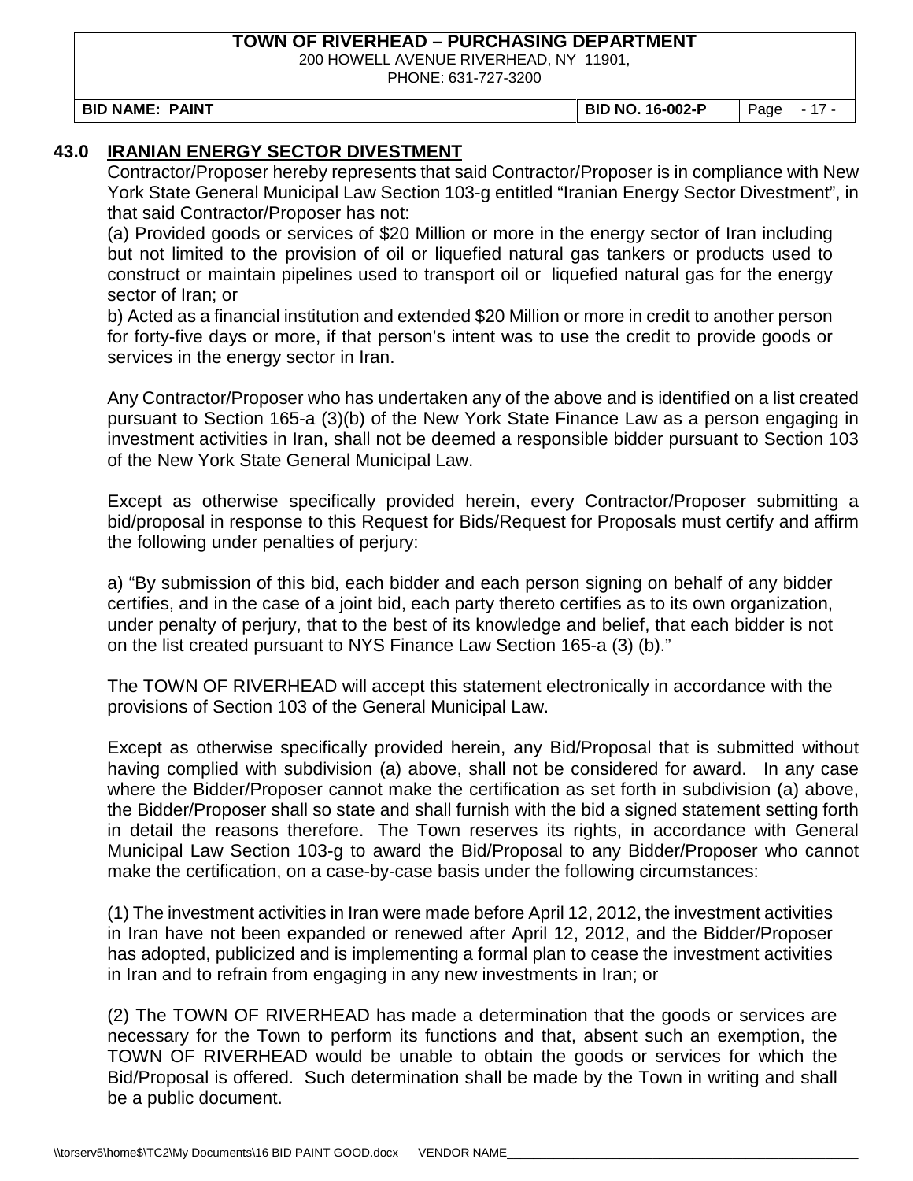## 43.0 IRANIAN ENERGY SECTOR DIVESTMENT

Contractor/Proposer hereby represents that said Contractor/Proposer is in compliance with New York State General Municipal Law Section 103-g entitled "Iranian Energy Sector Divestment", in that said Contractor/Proposer has not:

(a) Provided goods or services of $20 Million or more in the energy sector of Iran including but not limited to the provision of oil or liquefied natural gas tankers or products used to construct or maintain pipelines used to transport oil or liquefied natural gas for the energy sector of Iran; or

b) Acted as a financial institution and extended $20 Million or more in credit to another person for forty-five days or more, if that person's intent was to use the credit to provide goods or services in the energy sector in Iran.

Any Contractor/Proposer who has undertaken any of the above and is identified on a list created pursuant to Section 165-a (3)(b) of the New York State Finance Law as a person engaging in investment activities in Iran, shall not be deemed a responsible bidder pursuant to Section 103 of the New York State General Municipal Law.

Except as otherwise specifically provided herein, every Contractor/Proposer submitting a bid/proposal in response to this Request for Bids/Request for Proposals must certify and affirm the following under penalties of perjury:

a) "By submission of this bid, each bidder and each person signing on behalf of any bidder certifies, and in the case of a joint bid, each party thereto certifies as to its own organization, under penalty of perjury, that to the best of its knowledge and belief, that each bidder is not on the list created pursuant to NYS Finance Law Section 165-a (3) (b)."

The TOWN OF RIVERHEAD will accept this statement electronically in accordance with the provisions of Section 103 of the General Municipal Law.

Except as otherwise specifically provided herein, any Bid/Proposal that is submitted without having complied with subdivision (a) above, shall not be considered for award. In any case where the Bidder/Proposer cannot make the certification as set forth in subdivision (a) above, the Bidder/Proposer shall so state and shall furnish with the bid a signed statement setting forth in detail the reasons therefore. The Town reserves its rights, in accordance with General Municipal Law Section 103-g to award the Bid/Proposal to any Bidder/Proposer who cannot make the certification, on a case-by-case basis under the following circumstances:

(1) The investment activities in Iran were made before April 12, 2012, the investment activities in Iran have not been expanded or renewed after April 12, 2012, and the Bidder/Proposer has adopted, publicized and is implementing a formal plan to cease the investment activities in Iran and to refrain from engaging in any new investments in Iran; or

(2) The TOWN OF RIVERHEAD has made a determination that the goods or services are necessary for the Town to perform its functions and that, absent such an exemption, the TOWN OF RIVERHEAD would be unable to obtain the goods or services for which the Bid/Proposal is offered. Such determination shall be made by the Town in writing and shall be a public document.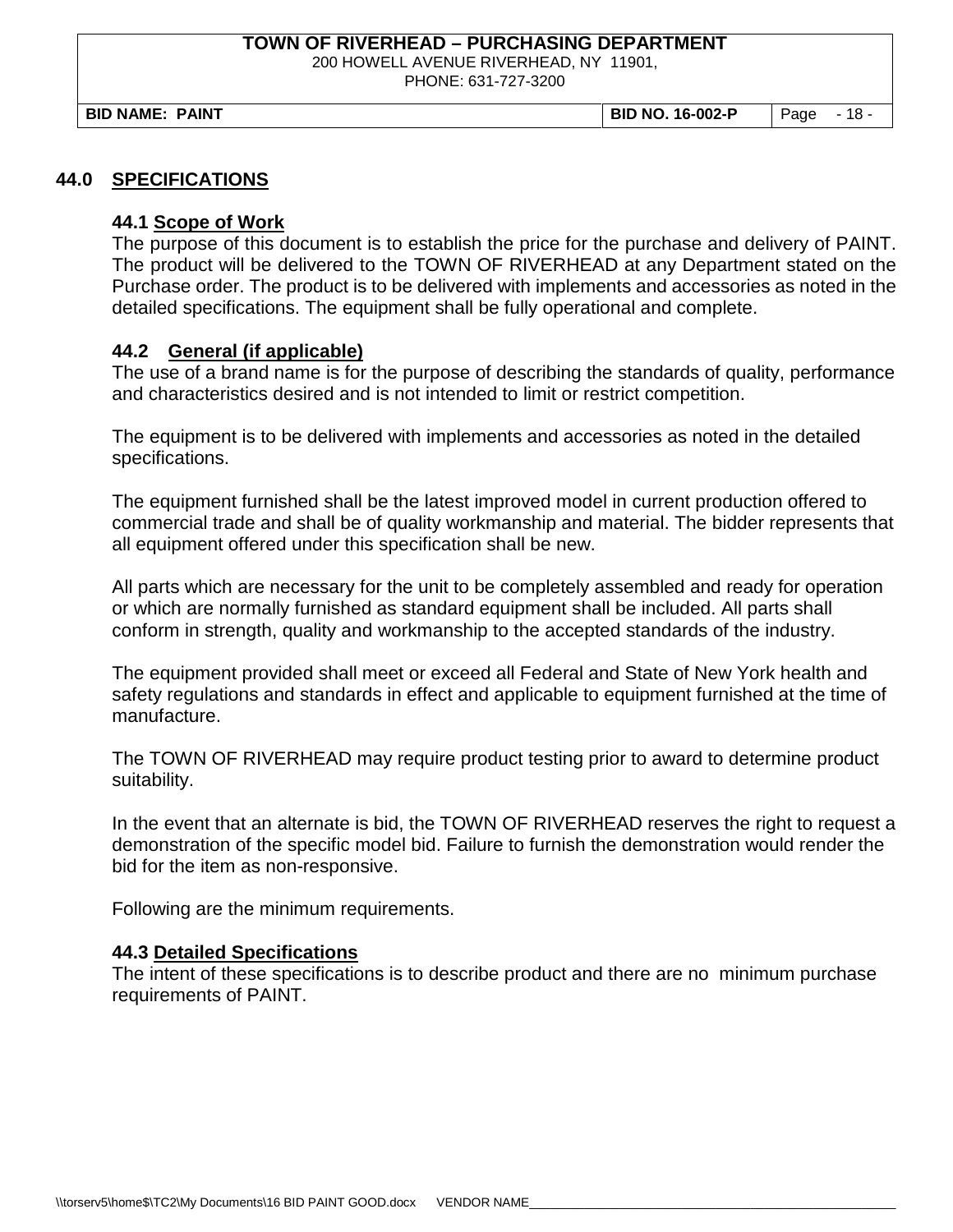## 44.0 SPECIFICATIONS

### 44.1 Scope of Work

The purpose of this document is to establish the price for the purchase and delivery of PAINT. The product will be delivered to the TOWN OF RIVERHEAD at any Department stated on the Purchase order. The product is to be delivered with implements and accessories as noted in the detailed specifications. The equipment shall be fully operational and complete.

### 44.2 General (if applicable)

The use of a brand name is for the purpose of describing the standards of quality, performance and characteristics desired and is not intended to limit or restrict competition.

The equipment is to be delivered with implements and accessories as noted in the detailed specifications.

The equipment furnished shall be the latest improved model in current production offered to commercial trade and shall be of quality workmanship and material. The bidder represents that all equipment offered under this specification shall be new.

All parts which are necessary for the unit to be completely assembled and ready for operation or which are normally furnished as standard equipment shall be included. All parts shall conform in strength, quality and workmanship to the accepted standards of the industry.

The equipment provided shall meet or exceed all Federal and State of New York health and safety regulations and standards in effect and applicable to equipment furnished at the time of manufacture.

The TOWN OF RIVERHEAD may require product testing prior to award to determine product suitability.

In the event that an alternate is bid, the TOWN OF RIVERHEAD reserves the right to request a demonstration of the specific model bid. Failure to furnish the demonstration would render the bid for the item as non-responsive.

Following are the minimum requirements.

### 44.3 Detailed Specifications

The intent of these specifications is to describe product and there are no minimum purchase requirements of PAINT.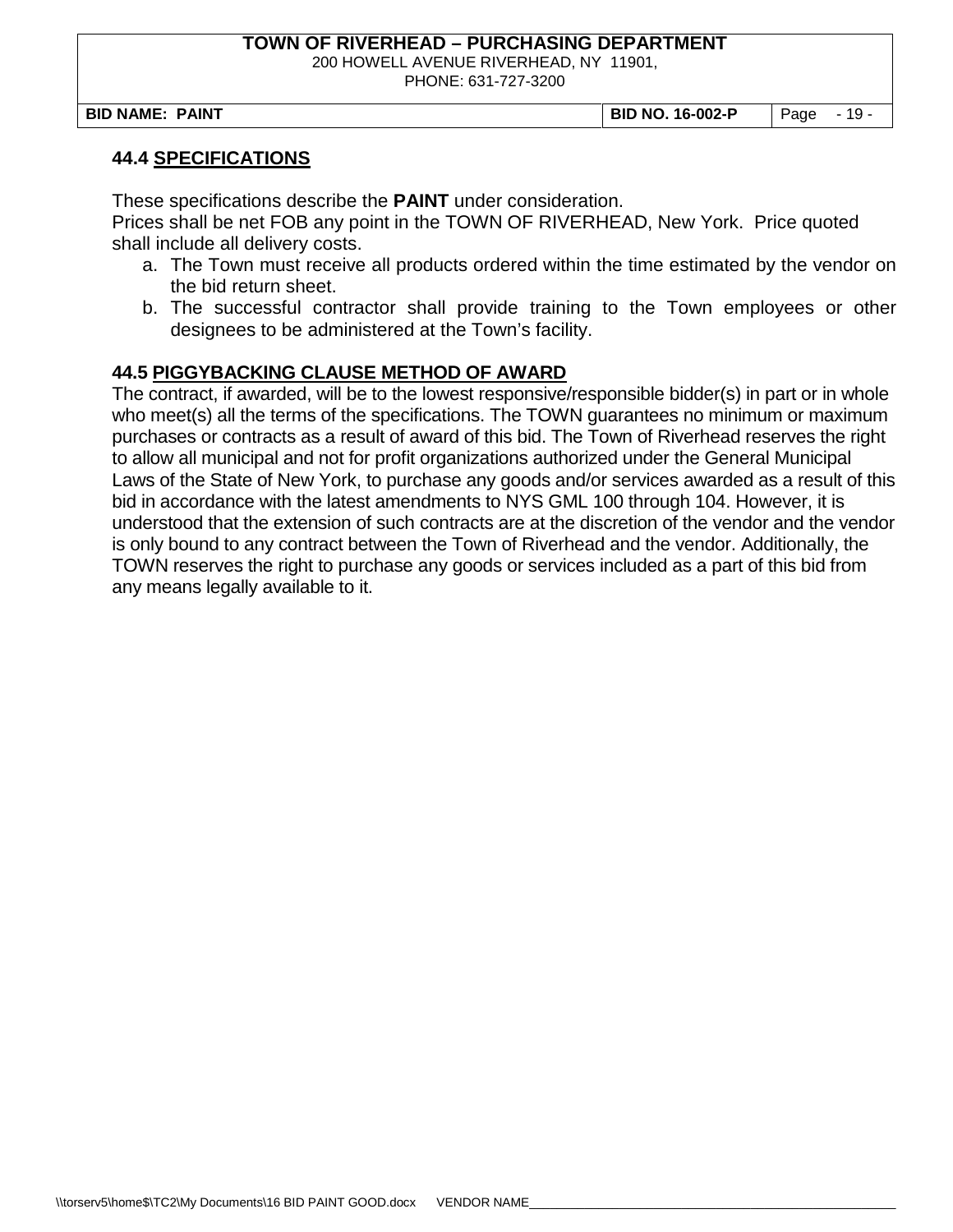## 44.4 SPECIFICATIONS

These specifications describe the **PAINT** under consideration.
Prices shall be net FOB any point in the TOWN OF RIVERHEAD, New York. Price quoted shall include all delivery costs.

a. The Town must receive all products ordered within the time estimated by the vendor on the bid return sheet.
b. The successful contractor shall provide training to the Town employees or other designees to be administered at the Town's facility.

## 44.5 PIGGYBACKING CLAUSE METHOD OF AWARD

The contract, if awarded, will be to the lowest responsive/responsible bidder(s) in part or in whole who meet(s) all the terms of the specifications. The TOWN guarantees no minimum or maximum purchases or contracts as a result of award of this bid. The Town of Riverhead reserves the right to allow all municipal and not for profit organizations authorized under the General Municipal Laws of the State of New York, to purchase any goods and/or services awarded as a result of this bid in accordance with the latest amendments to NYS GML 100 through 104. However, it is understood that the extension of such contracts are at the discretion of the vendor and the vendor is only bound to any contract between the Town of Riverhead and the vendor. Additionally, the TOWN reserves the right to purchase any goods or services included as a part of this bid from any means legally available to it.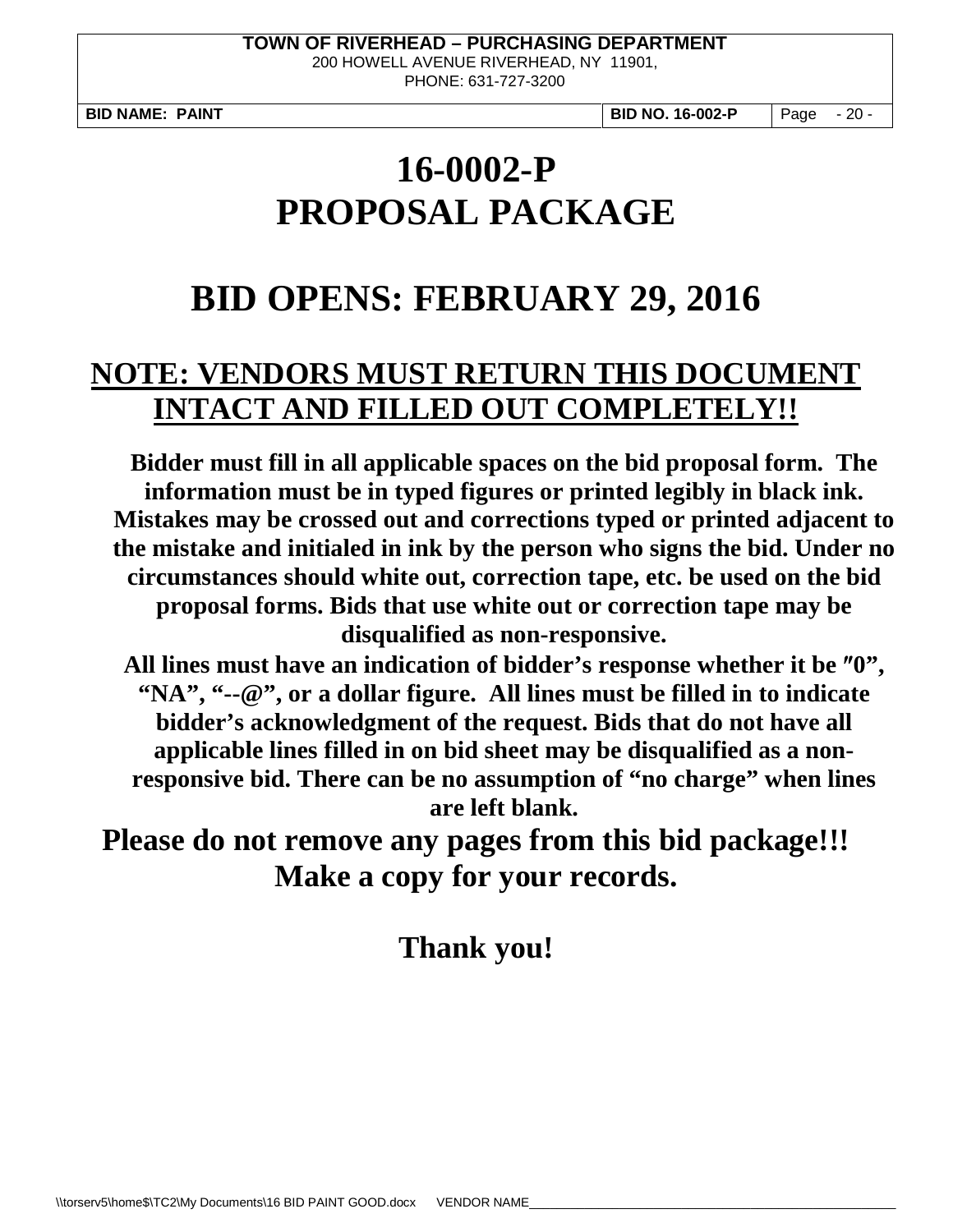# 16-0002-P
# PROPOSAL PACKAGE

# BID OPENS: FEBRUARY 29, 2016

## NOTE: VENDORS MUST RETURN THIS DOCUMENT INTACT AND FILLED OUT COMPLETELY!!

**Bidder must fill in all applicable spaces on the bid proposal form. The information must be in typed figures or printed legibly in black ink. Mistakes may be crossed out and corrections typed or printed adjacent to the mistake and initialed in ink by the person who signs the bid. Under no circumstances should white out, correction tape, etc. be used on the bid proposal forms. Bids that use white out or correction tape may be disqualified as non-responsive.**

**All lines must have an indication of bidder's response whether it be ″0", "NA", "--@", or a dollar figure. All lines must be filled in to indicate bidder's acknowledgment of the request. Bids that do not have all applicable lines filled in on bid sheet may be disqualified as a non-responsive bid. There can be no assumption of "no charge" when lines are left blank.**

**Please do not remove any pages from this bid package!!! Make a copy for your records.**

**Thank you!**

\\torserv5\home$\TC2\My Documents\16 BID PAINT GOOD.docx VENDOR NAME_______________________________________________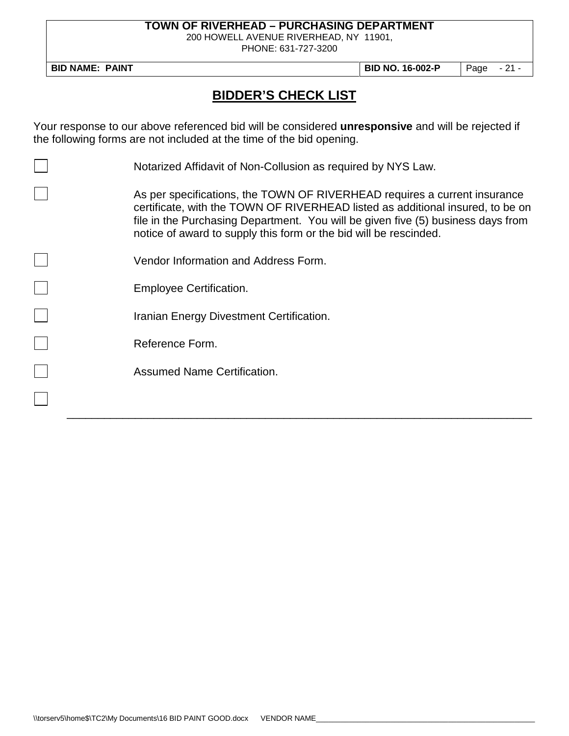# BIDDER'S CHECK LIST

Your response to our above referenced bid will be considered **unresponsive** and will be rejected if the following forms are not included at the time of the bid opening.

- ☐ Notarized Affidavit of Non-Collusion as required by NYS Law.
- ☐ As per specifications, the TOWN OF RIVERHEAD requires a current insurance certificate, with the TOWN OF RIVERHEAD listed as additional insured, to be on file in the Purchasing Department. You will be given five (5) business days from notice of award to supply this form or the bid will be rescinded.
- ☐ Vendor Information and Address Form.
- ☐ Employee Certification.
- ☐ Iranian Energy Divestment Certification.
- ☐ Reference Form.
- ☐ Assumed Name Certification.
- ☐ ______________________________________________________________________________

VENDOR NAME______________________________________________________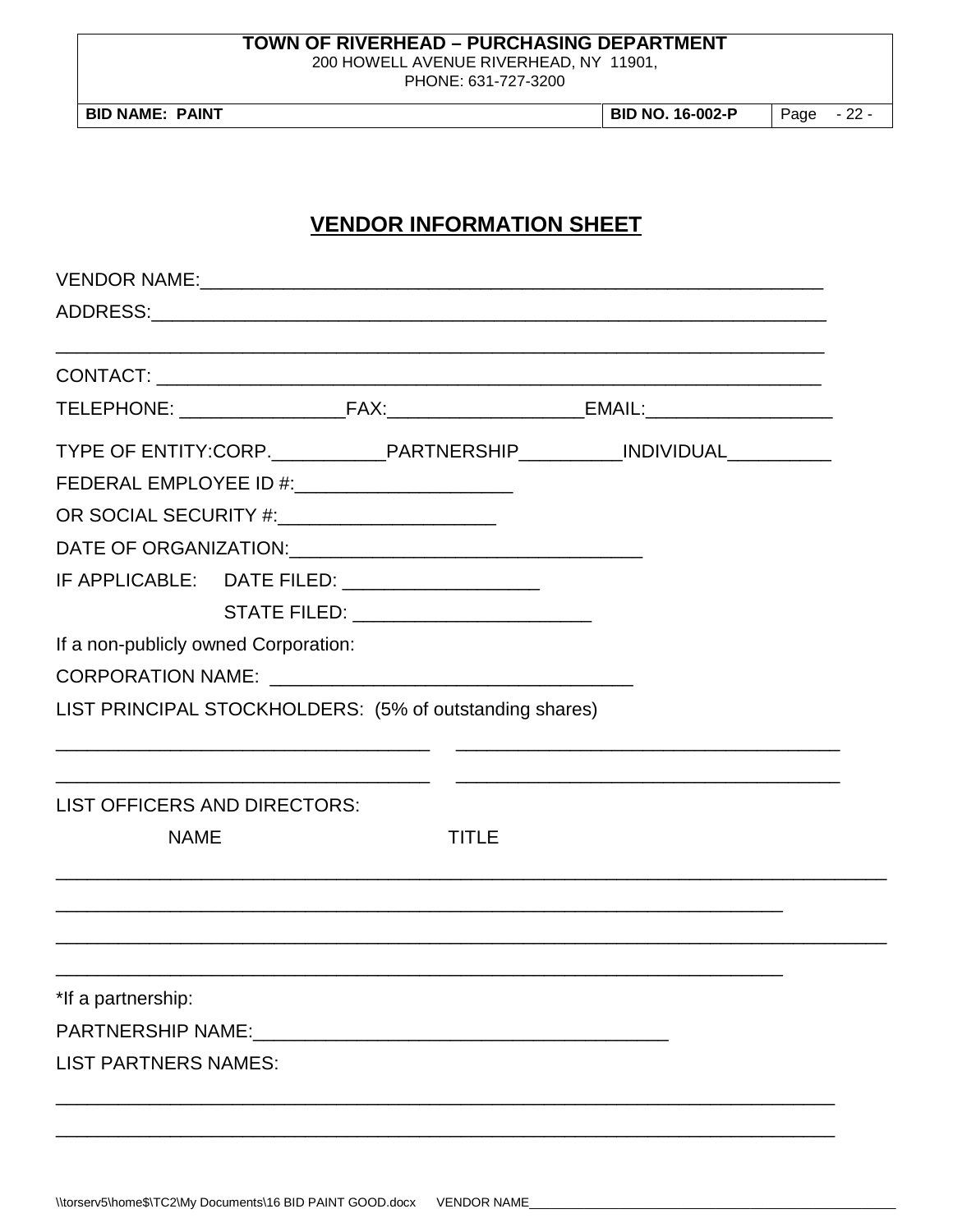## VENDOR INFORMATION SHEET

VENDOR NAME:_______________________________________________________________

ADDRESS:___________________________________________________________________

___________________________________________________________________________

CONTACT: __________________________________________________________________

TELEPHONE: ________________FAX:___________________EMAIL:__________________

TYPE OF ENTITY:CORP.___________PARTNERSHIP__________INDIVIDUAL__________

FEDERAL EMPLOYEE ID #:_____________________

OR SOCIAL SECURITY #:_____________________

DATE OF ORGANIZATION:__________________________________

IF APPLICABLE: DATE FILED: ___________________

STATE FILED: _______________________

If a non-publicly owned Corporation:

CORPORATION NAME: ___________________________________

LIST PRINCIPAL STOCKHOLDERS: (5% of outstanding shares)

____________________________________ ____________________________________

____________________________________ ____________________________________

LIST OFFICERS AND DIRECTORS:

NAME TITLE

_______________________________________________________________________________

______________________________________________________________________

_______________________________________________________________________________

______________________________________________________________________

*If a partnership:

PARTNERSHIP NAME:_______________________________________

LIST PARTNERS NAMES:

___________________________________________________________________________

___________________________________________________________________________

\\torserv5\home$\TC2\My Documents\16 BID PAINT GOOD.docx VENDOR NAME___________________________________________________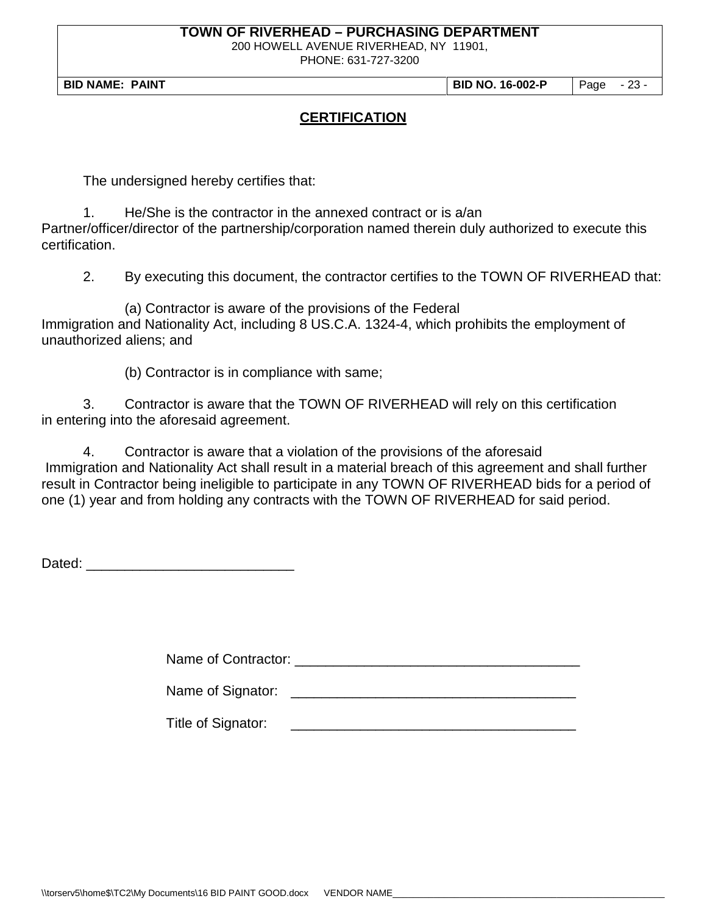## CERTIFICATION

The undersigned hereby certifies that:

1. He/She is the contractor in the annexed contract or is a/an Partner/officer/director of the partnership/corporation named therein duly authorized to execute this certification.

2. By executing this document, the contractor certifies to the TOWN OF RIVERHEAD that:

   (a) Contractor is aware of the provisions of the Federal Immigration and Nationality Act, including 8 US.C.A. 1324-4, which prohibits the employment of unauthorized aliens; and

   (b) Contractor is in compliance with same;

3. Contractor is aware that the TOWN OF RIVERHEAD will rely on this certification in entering into the aforesaid agreement.

4. Contractor is aware that a violation of the provisions of the aforesaid Immigration and Nationality Act shall result in a material breach of this agreement and shall further result in Contractor being ineligible to participate in any TOWN OF RIVERHEAD bids for a period of one (1) year and from holding any contracts with the TOWN OF RIVERHEAD for said period.

Dated: ___________________________

Name of Contractor: _____________________________________

Name of Signator: _____________________________________

Title of Signator: _____________________________________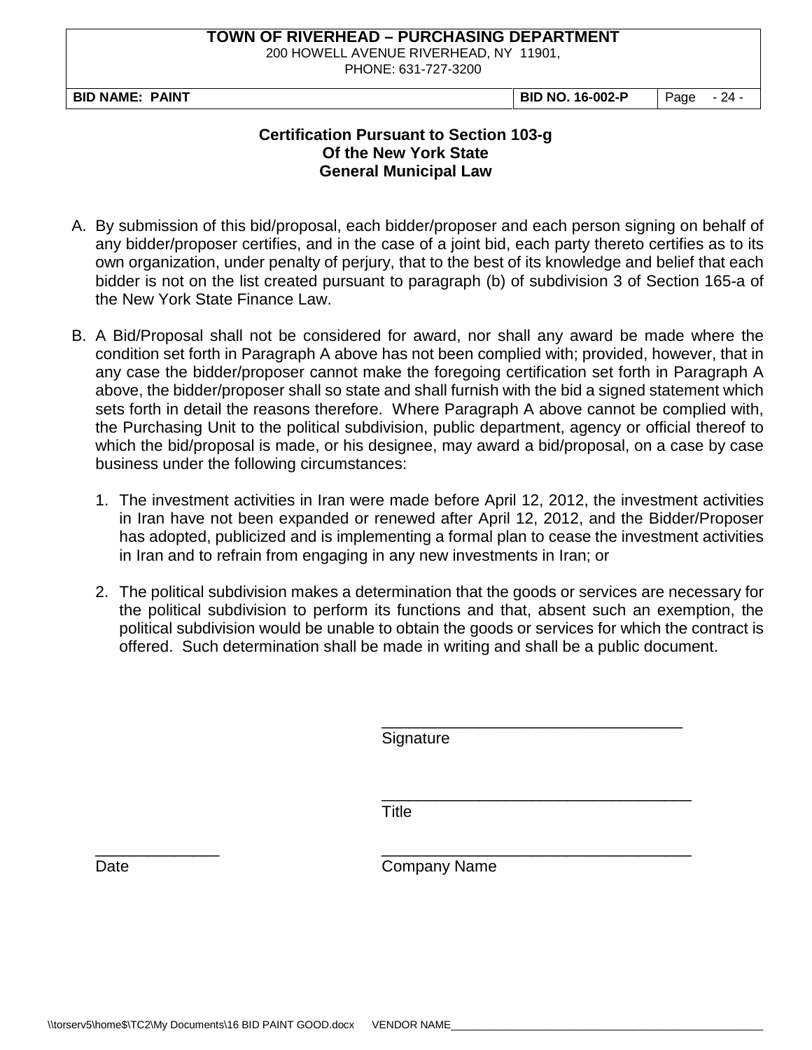## Certification Pursuant to Section 103-g Of the New York State General Municipal Law

A. By submission of this bid/proposal, each bidder/proposer and each person signing on behalf of any bidder/proposer certifies, and in the case of a joint bid, each party thereto certifies as to its own organization, under penalty of perjury, that to the best of its knowledge and belief that each bidder is not on the list created pursuant to paragraph (b) of subdivision 3 of Section 165-a of the New York State Finance Law.

B. A Bid/Proposal shall not be considered for award, nor shall any award be made where the condition set forth in Paragraph A above has not been complied with; provided, however, that in any case the bidder/proposer cannot make the foregoing certification set forth in Paragraph A above, the bidder/proposer shall so state and shall furnish with the bid a signed statement which sets forth in detail the reasons therefore. Where Paragraph A above cannot be complied with, the Purchasing Unit to the political subdivision, public department, agency or official thereof to which the bid/proposal is made, or his designee, may award a bid/proposal, on a case by case business under the following circumstances:

   1. The investment activities in Iran were made before April 12, 2012, the investment activities in Iran have not been expanded or renewed after April 12, 2012, and the Bidder/Proposer has adopted, publicized and is implementing a formal plan to cease the investment activities in Iran and to refrain from engaging in any new investments in Iran; or

   2. The political subdivision makes a determination that the goods or services are necessary for the political subdivision to perform its functions and that, absent such an exemption, the political subdivision would be unable to obtain the goods or services for which the contract is offered. Such determination shall be made in writing and shall be a public document.

\_\_\_\_\_\_\_\_\_\_\_\_\_\_\_\_\_\_\_\_\_\_\_\_\_\_\_\_\_\_\_\_\_\_\_
Signature

\_\_\_\_\_\_\_\_\_\_\_\_\_\_\_\_\_\_\_\_\_\_\_\_\_\_\_\_\_\_\_\_\_\_\_
Title

\_\_\_\_\_\_\_\_\_\_\_\_\_\_ \_\_\_\_\_\_\_\_\_\_\_\_\_\_\_\_\_\_\_\_\_\_\_\_\_\_\_\_\_\_\_\_\_\_\_
Date Company Name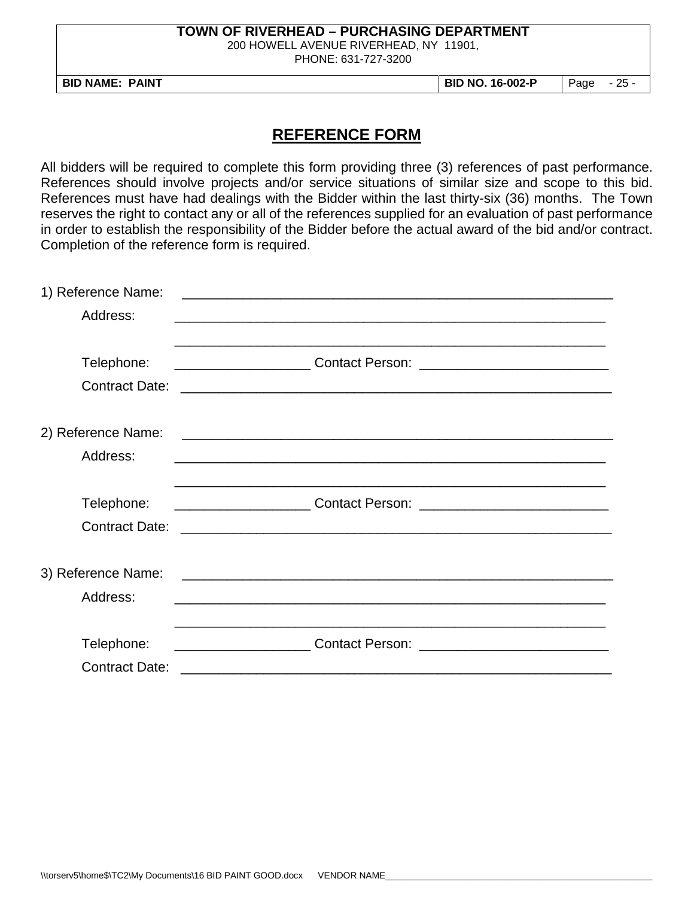## REFERENCE FORM

All bidders will be required to complete this form providing three (3) references of past performance. References should involve projects and/or service situations of similar size and scope to this bid. References must have had dealings with the Bidder within the last thirty-six (36) months. The Town reserves the right to contact any or all of the references supplied for an evaluation of past performance in order to establish the responsibility of the Bidder before the actual award of the bid and/or contract. Completion of the reference form is required.

1) Reference Name: ____________________________________________________________

Address: ____________________________________________________________

____________________________________________________________

Telephone: __________________ Contact Person: _________________________

Contract Date: ____________________________________________________________

2) Reference Name: ____________________________________________________________

Address: ____________________________________________________________

____________________________________________________________

Telephone: __________________ Contact Person: _________________________

Contract Date: ____________________________________________________________

3) Reference Name: ____________________________________________________________

Address: ____________________________________________________________

____________________________________________________________

Telephone: __________________ Contact Person: _________________________

Contract Date: ____________________________________________________________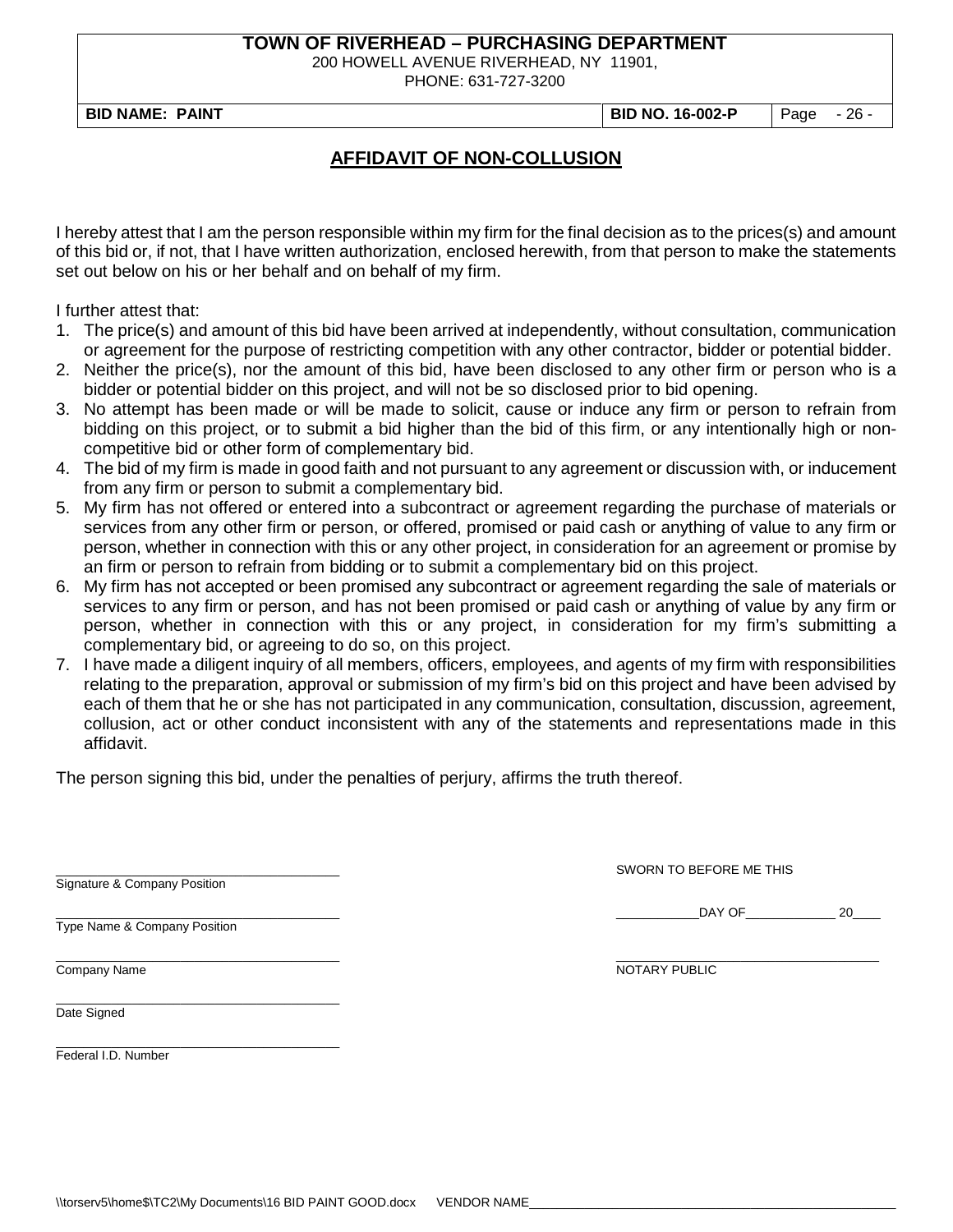## AFFIDAVIT OF NON-COLLUSION

I hereby attest that I am the person responsible within my firm for the final decision as to the prices(s) and amount of this bid or, if not, that I have written authorization, enclosed herewith, from that person to make the statements set out below on his or her behalf and on behalf of my firm.

I further attest that:

1. The price(s) and amount of this bid have been arrived at independently, without consultation, communication or agreement for the purpose of restricting competition with any other contractor, bidder or potential bidder.
2. Neither the price(s), nor the amount of this bid, have been disclosed to any other firm or person who is a bidder or potential bidder on this project, and will not be so disclosed prior to bid opening.
3. No attempt has been made or will be made to solicit, cause or induce any firm or person to refrain from bidding on this project, or to submit a bid higher than the bid of this firm, or any intentionally high or non-competitive bid or other form of complementary bid.
4. The bid of my firm is made in good faith and not pursuant to any agreement or discussion with, or inducement from any firm or person to submit a complementary bid.
5. My firm has not offered or entered into a subcontract or agreement regarding the purchase of materials or services from any other firm or person, or offered, promised or paid cash or anything of value to any firm or person, whether in connection with this or any other project, in consideration for an agreement or promise by an firm or person to refrain from bidding or to submit a complementary bid on this project.
6. My firm has not accepted or been promised any subcontract or agreement regarding the sale of materials or services to any firm or person, and has not been promised or paid cash or anything of value by any firm or person, whether in connection with this or any project, in consideration for my firm's submitting a complementary bid, or agreeing to do so, on this project.
7. I have made a diligent inquiry of all members, officers, employees, and agents of my firm with responsibilities relating to the preparation, approval or submission of my firm's bid on this project and have been advised by each of them that he or she has not participated in any communication, consultation, discussion, agreement, collusion, act or other conduct inconsistent with any of the statements and representations made in this affidavit.

The person signing this bid, under the penalties of perjury, affirms the truth thereof.

______________________________________
Signature & Company Position

______________________________________
Type Name & Company Position

______________________________________
Company Name

______________________________________
Date Signed

______________________________________
Federal I.D. Number

SWORN TO BEFORE ME THIS

___________DAY OF_____________ 20____

______________________________________
NOTARY PUBLIC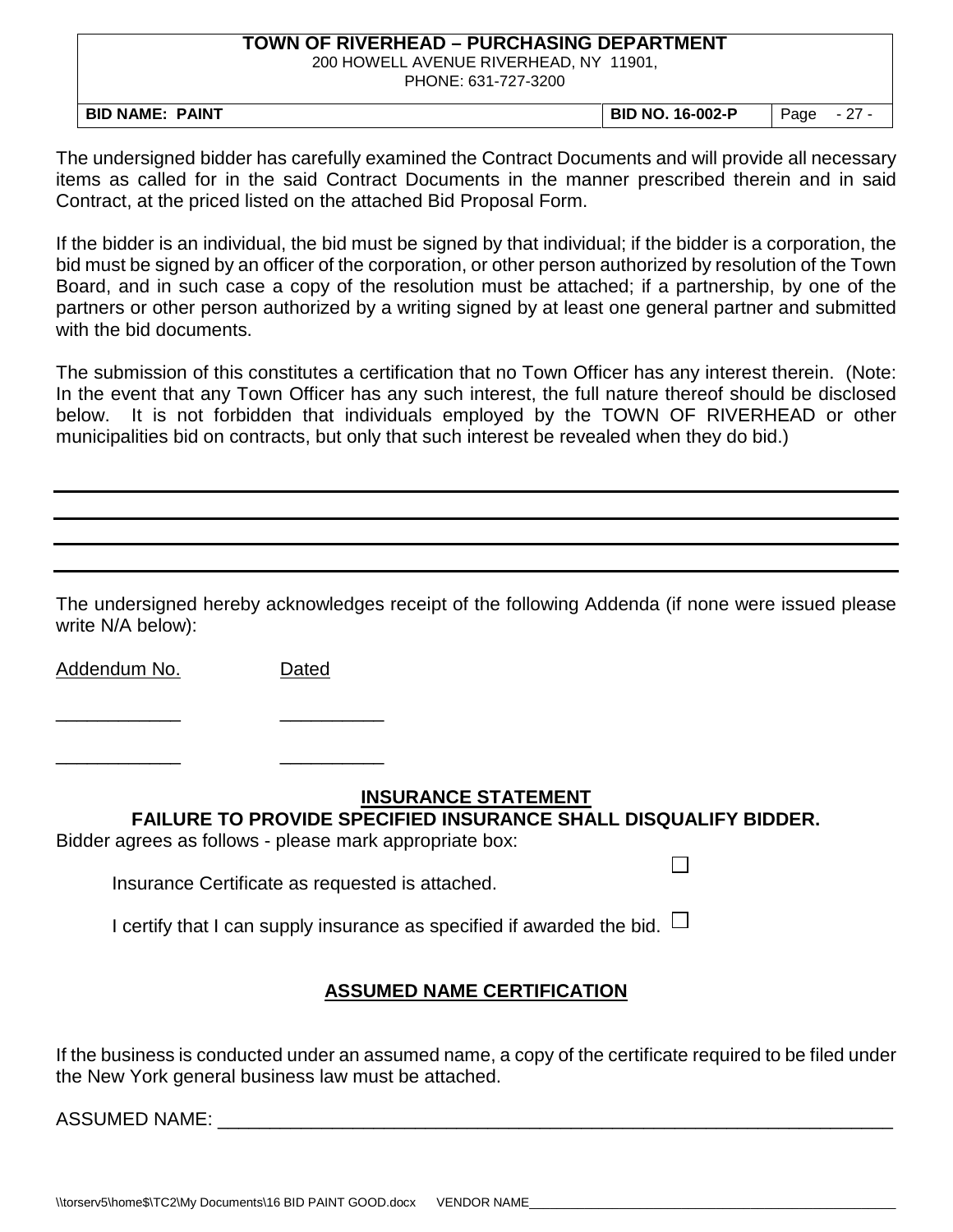The undersigned bidder has carefully examined the Contract Documents and will provide all necessary items as called for in the said Contract Documents in the manner prescribed therein and in said Contract, at the priced listed on the attached Bid Proposal Form.

If the bidder is an individual, the bid must be signed by that individual; if the bidder is a corporation, the bid must be signed by an officer of the corporation, or other person authorized by resolution of the Town Board, and in such case a copy of the resolution must be attached; if a partnership, by one of the partners or other person authorized by a writing signed by at least one general partner and submitted with the bid documents.

The submission of this constitutes a certification that no Town Officer has any interest therein. (Note: In the event that any Town Officer has any such interest, the full nature thereof should be disclosed below. It is not forbidden that individuals employed by the TOWN OF RIVERHEAD or other municipalities bid on contracts, but only that such interest be revealed when they do bid.)

___________________________________________________________________________

___________________________________________________________________________

___________________________________________________________________________

___________________________________________________________________________

The undersigned hereby acknowledges receipt of the following Addenda (if none were issued please write N/A below):

Addendum No. Dated

____________ __________

____________ __________

## INSURANCE STATEMENT

**FAILURE TO PROVIDE SPECIFIED INSURANCE SHALL DISQUALIFY BIDDER.**

Bidder agrees as follows - please mark appropriate box:

Insurance Certificate as requested is attached. ☐

I certify that I can supply insurance as specified if awarded the bid. ☐

## ASSUMED NAME CERTIFICATION

If the business is conducted under an assumed name, a copy of the certificate required to be filed under the New York general business law must be attached.

ASSUMED NAME: ____________________________________________________________________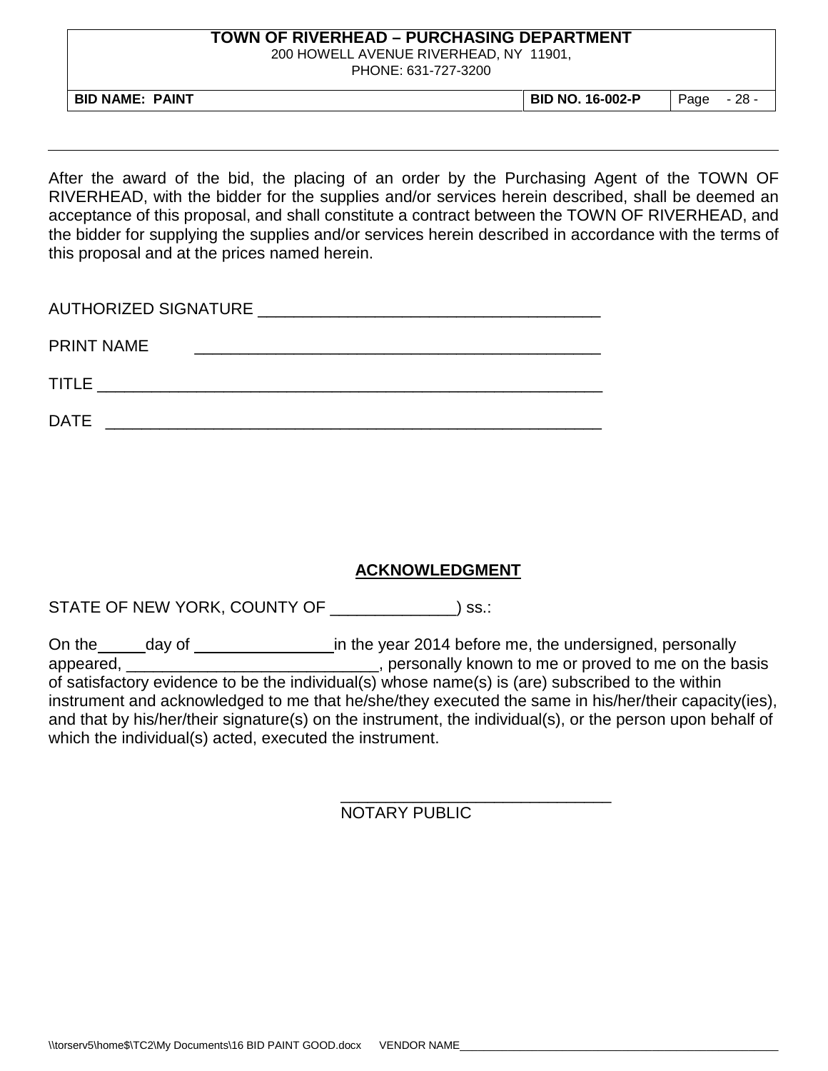After the award of the bid, the placing of an order by the Purchasing Agent of the TOWN OF RIVERHEAD, with the bidder for the supplies and/or services herein described, shall be deemed an acceptance of this proposal, and shall constitute a contract between the TOWN OF RIVERHEAD, and the bidder for supplying the supplies and/or services herein described in accordance with the terms of this proposal and at the prices named herein.

AUTHORIZED SIGNATURE ______________________________________

PRINT NAME ______________________________________________

TITLE _________________________________________________________

DATE ________________________________________________________

## ACKNOWLEDGMENT

STATE OF NEW YORK, COUNTY OF ______________) ss.:

On the _____ day of ________________ in the year 2014 before me, the undersigned, personally appeared, ____________________________, personally known to me or proved to me on the basis of satisfactory evidence to be the individual(s) whose name(s) is (are) subscribed to the within instrument and acknowledged to me that he/she/they executed the same in his/her/their capacity(ies), and that by his/her/their signature(s) on the instrument, the individual(s), or the person upon behalf of which the individual(s) acted, executed the instrument.

______________________________
NOTARY PUBLIC

VENDOR NAME______________________________________________________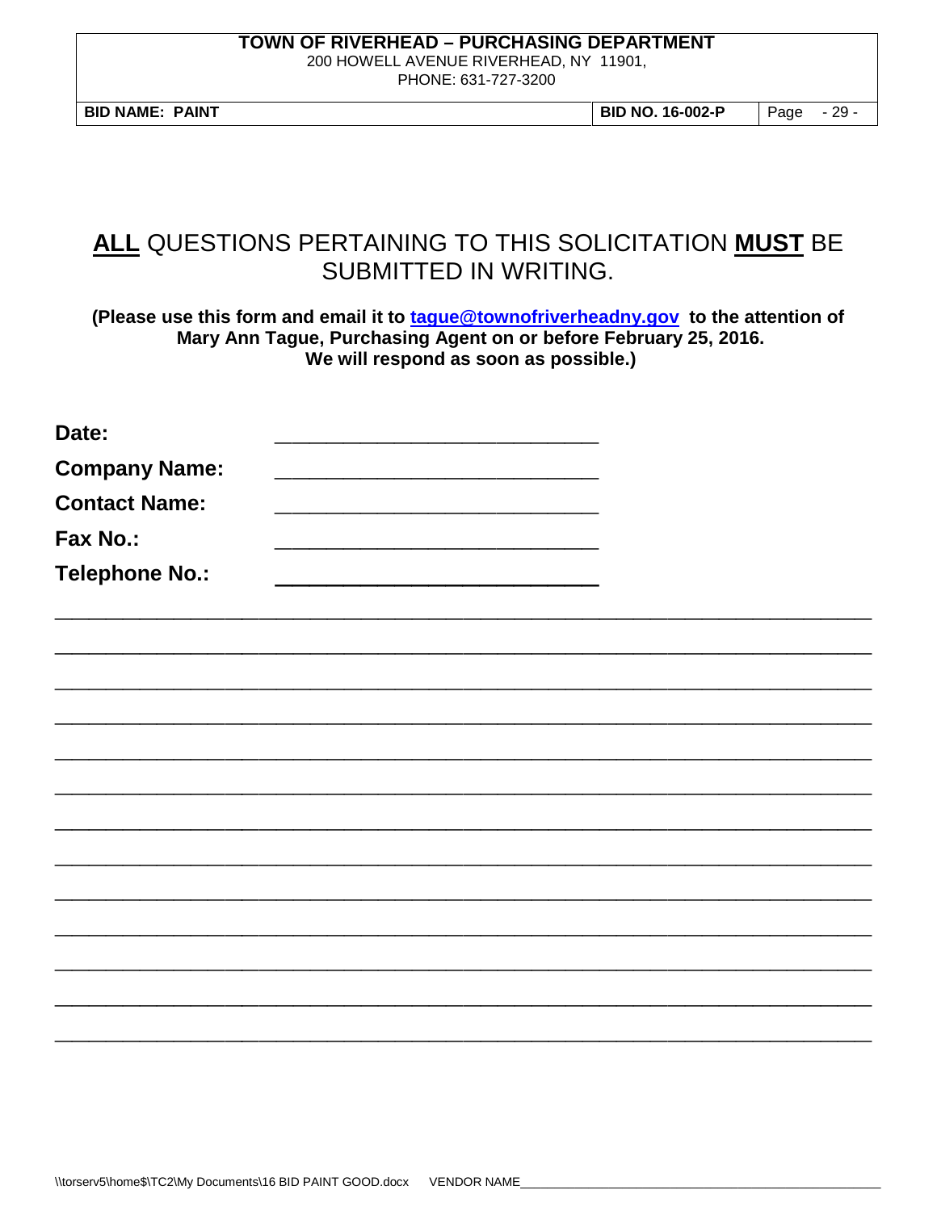# **<u>ALL</u>** QUESTIONS PERTAINING TO THIS SOLICITATION **<u>MUST</u>** BE SUBMITTED IN WRITING.

**(Please use this form and email it to [tague@townofriverheadny.gov](mailto:tague@townofriverheadny.gov) to the attention of Mary Ann Tague, Purchasing Agent on or before February 25, 2016. We will respond as soon as possible.)**

**Date:** ______________________________

**Company Name:** ______________________________

**Contact Name:** ______________________________

**Fax No.:** ______________________________

**Telephone No.:** ______________________________

_____________________________________________________________________________

_____________________________________________________________________________

_____________________________________________________________________________

_____________________________________________________________________________

_____________________________________________________________________________

_____________________________________________________________________________

_____________________________________________________________________________

_____________________________________________________________________________

_____________________________________________________________________________

_____________________________________________________________________________

_____________________________________________________________________________

_____________________________________________________________________________

_____________________________________________________________________________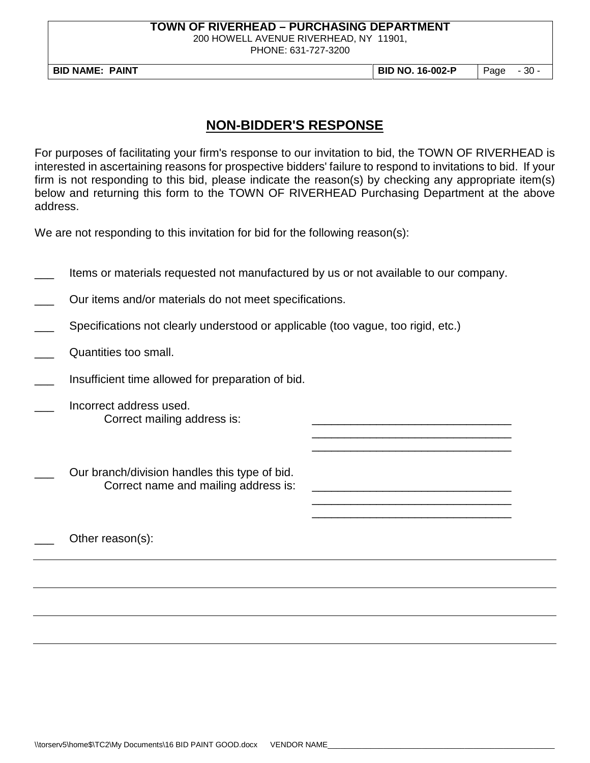## NON-BIDDER'S RESPONSE

For purposes of facilitating your firm's response to our invitation to bid, the TOWN OF RIVERHEAD is interested in ascertaining reasons for prospective bidders' failure to respond to invitations to bid. If your firm is not responding to this bid, please indicate the reason(s) by checking any appropriate item(s) below and returning this form to the TOWN OF RIVERHEAD Purchasing Department at the above address.

We are not responding to this invitation for bid for the following reason(s):

___ Items or materials requested not manufactured by us or not available to our company.

___ Our items and/or materials do not meet specifications.

___ Specifications not clearly understood or applicable (too vague, too rigid, etc.)

___ Quantities too small.

___ Insufficient time allowed for preparation of bid.

___ Incorrect address used.
Correct mailing address is: ________________________________
________________________________
________________________________

___ Our branch/division handles this type of bid.
Correct name and mailing address is: ________________________________
________________________________
________________________________

___ Other reason(s):

________________________________________________________________________

________________________________________________________________________

________________________________________________________________________

________________________________________________________________________

VENDOR NAME________________________________________________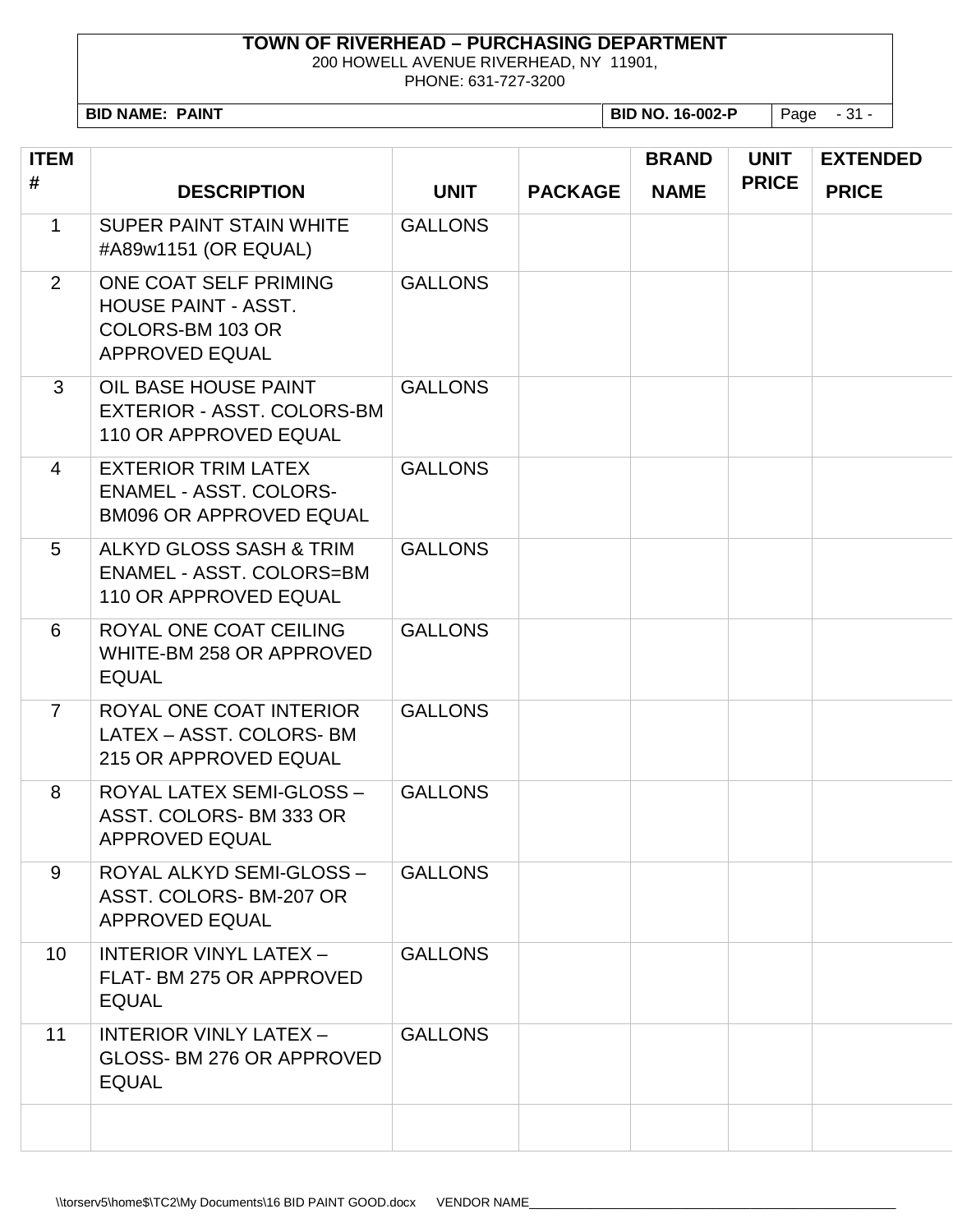**TOWN OF RIVERHEAD – PURCHASING DEPARTMENT**
200 HOWELL AVENUE RIVERHEAD, NY 11901,
PHONE: 631-727-3200

| **BID NAME: PAINT** | **BID NO. 16-002-P** |
|---|---|

| ITEM # | DESCRIPTION | UNIT | PACKAGE | BRAND NAME | UNIT PRICE | EXTENDED PRICE |
|---|---|---|---|---|---|---|
| 1 | SUPER PAINT STAIN WHITE #A89w1151 (OR EQUAL) | GALLONS | | | | |
| 2 | ONE COAT SELF PRIMING HOUSE PAINT - ASST. COLORS-BM 103 OR APPROVED EQUAL | GALLONS | | | | |
| 3 | OIL BASE HOUSE PAINT EXTERIOR - ASST. COLORS-BM 110 OR APPROVED EQUAL | GALLONS | | | | |
| 4 | EXTERIOR TRIM LATEX ENAMEL - ASST. COLORS-BM096 OR APPROVED EQUAL | GALLONS | | | | |
| 5 | ALKYD GLOSS SASH & TRIM ENAMEL - ASST. COLORS=BM 110 OR APPROVED EQUAL | GALLONS | | | | |
| 6 | ROYAL ONE COAT CEILING WHITE-BM 258 OR APPROVED EQUAL | GALLONS | | | | |
| 7 | ROYAL ONE COAT INTERIOR LATEX – ASST. COLORS- BM 215 OR APPROVED EQUAL | GALLONS | | | | |
| 8 | ROYAL LATEX SEMI-GLOSS – ASST. COLORS- BM 333 OR APPROVED EQUAL | GALLONS | | | | |
| 9 | ROYAL ALKYD SEMI-GLOSS – ASST. COLORS- BM-207 OR APPROVED EQUAL | GALLONS | | | | |
| 10 | INTERIOR VINYL LATEX – FLAT- BM 275 OR APPROVED EQUAL | GALLONS | | | | |
| 11 | INTERIOR VINLY LATEX – GLOSS- BM 276 OR APPROVED EQUAL | GALLONS | | | | |
| | | | | | | |

\\torserv5\home$\TC2\My Documents\16 BID PAINT GOOD.docx VENDOR NAME______________________________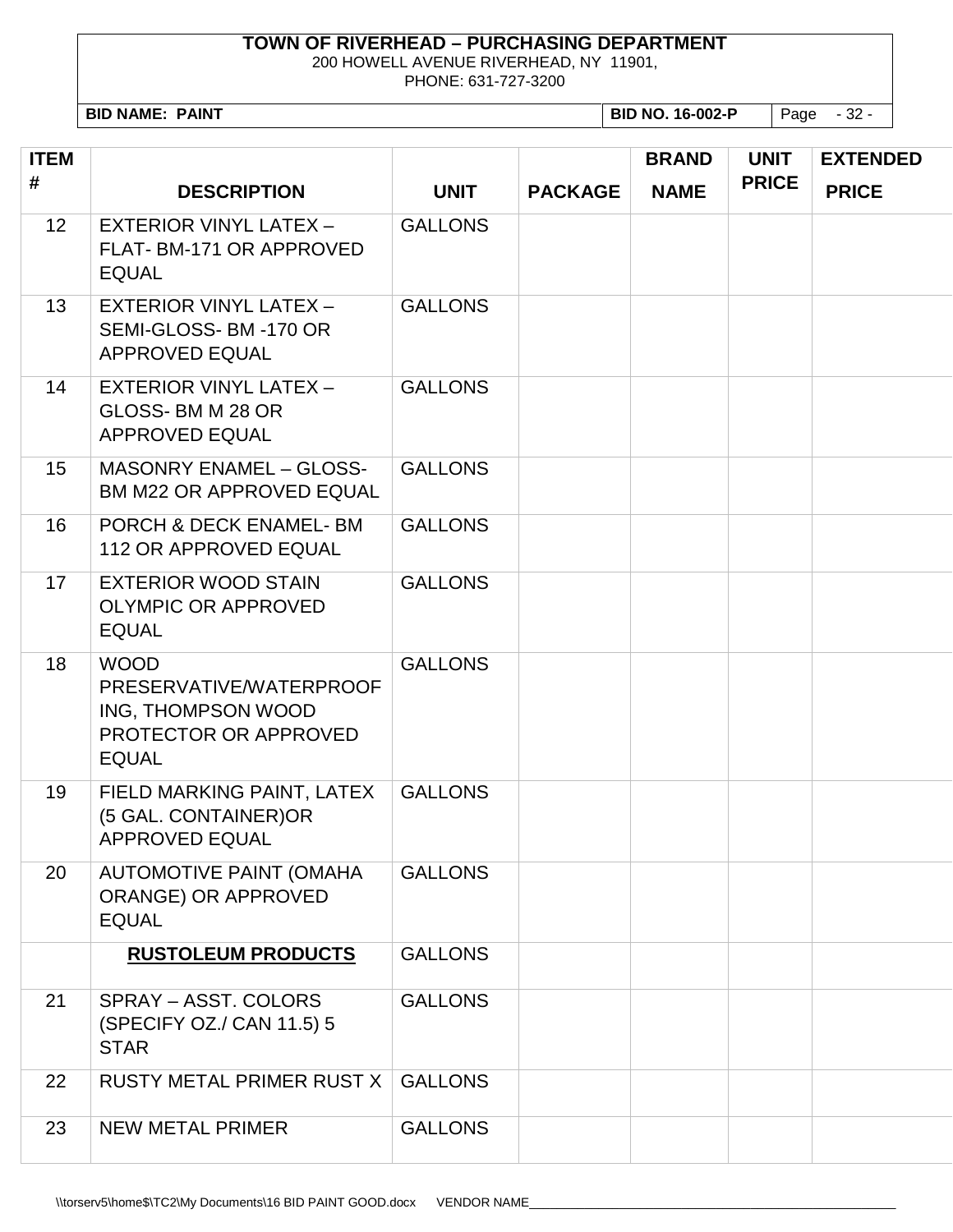**TOWN OF RIVERHEAD – PURCHASING DEPARTMENT**
200 HOWELL AVENUE RIVERHEAD, NY 11901,
PHONE: 631-727-3200

| **BID NAME: PAINT** | **BID NO. 16-002-P** |
|---|---|

| ITEM # | DESCRIPTION | UNIT | PACKAGE | BRAND NAME | UNIT PRICE | EXTENDED PRICE |
|---|---|---|---|---|---|---|
| 12 | EXTERIOR VINYL LATEX – FLAT- BM-171 OR APPROVED EQUAL | GALLONS | | | | |
| 13 | EXTERIOR VINYL LATEX – SEMI-GLOSS- BM -170 OR APPROVED EQUAL | GALLONS | | | | |
| 14 | EXTERIOR VINYL LATEX – GLOSS- BM M 28 OR APPROVED EQUAL | GALLONS | | | | |
| 15 | MASONRY ENAMEL – GLOSS- BM M22 OR APPROVED EQUAL | GALLONS | | | | |
| 16 | PORCH & DECK ENAMEL- BM 112 OR APPROVED EQUAL | GALLONS | | | | |
| 17 | EXTERIOR WOOD STAIN OLYMPIC OR APPROVED EQUAL | GALLONS | | | | |
| 18 | WOOD PRESERVATIVE/WATERPROOFING, THOMPSON WOOD PROTECTOR OR APPROVED EQUAL | GALLONS | | | | |
| 19 | FIELD MARKING PAINT, LATEX (5 GAL. CONTAINER)OR APPROVED EQUAL | GALLONS | | | | |
| 20 | AUTOMOTIVE PAINT (OMAHA ORANGE) OR APPROVED EQUAL | GALLONS | | | | |
| | **RUSTOLEUM PRODUCTS** | GALLONS | | | | |
| 21 | SPRAY – ASST. COLORS (SPECIFY OZ./ CAN 11.5) 5 STAR | GALLONS | | | | |
| 22 | RUSTY METAL PRIMER RUST X | GALLONS | | | | |
| 23 | NEW METAL PRIMER | GALLONS | | | | |

VENDOR NAME_______________________________________________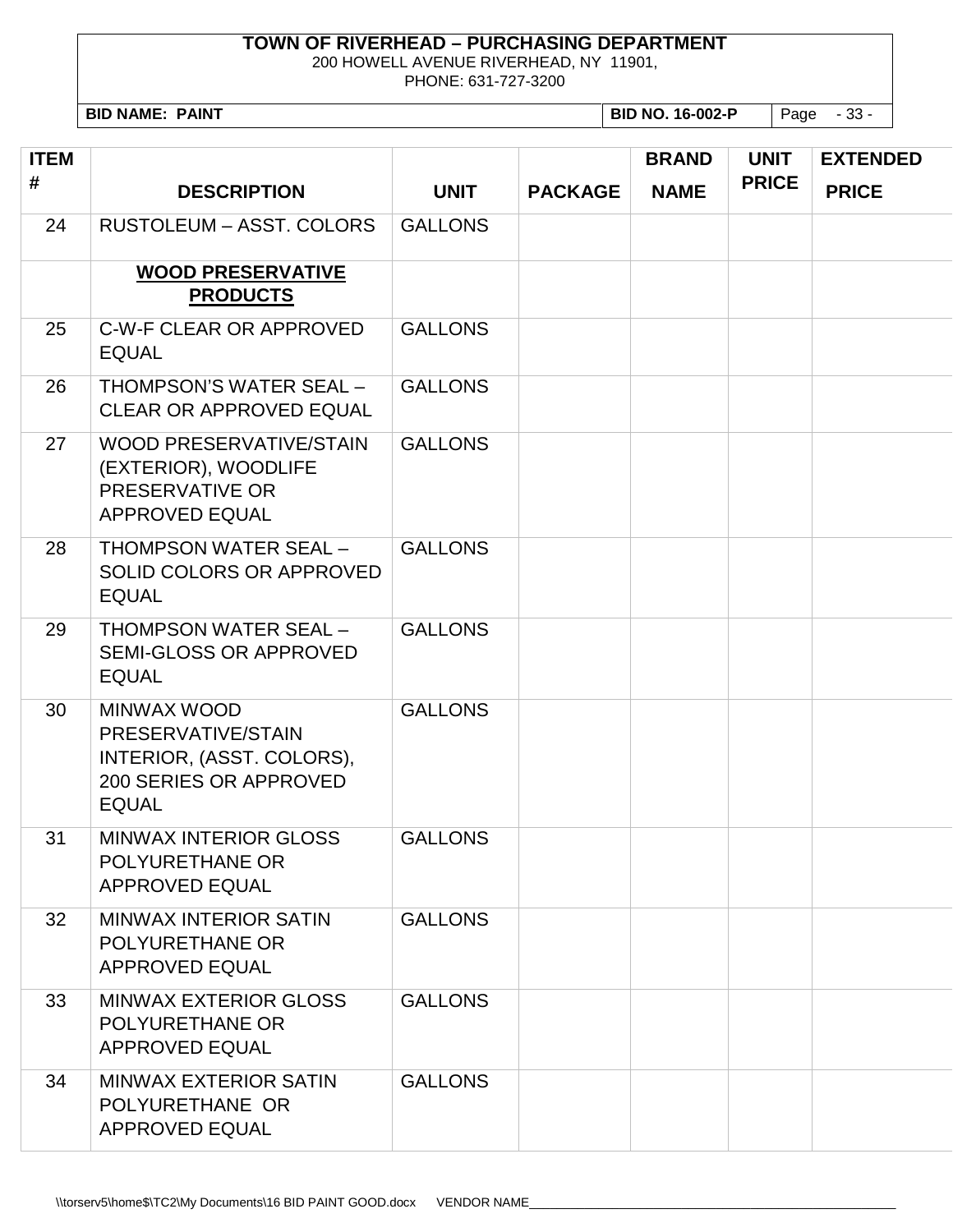**TOWN OF RIVERHEAD – PURCHASING DEPARTMENT**
200 HOWELL AVENUE RIVERHEAD, NY 11901,
PHONE: 631-727-3200

| **BID NAME: PAINT** | **BID NO. 16-002-P** |
|---|---|

| ITEM # | DESCRIPTION | UNIT | PACKAGE | BRAND NAME | UNIT PRICE | EXTENDED PRICE |
|---|---|---|---|---|---|---|
| 24 | RUSTOLEUM – ASST. COLORS | GALLONS | | | | |
| | **WOOD PRESERVATIVE PRODUCTS** | | | | | |
| 25 | C-W-F CLEAR OR APPROVED EQUAL | GALLONS | | | | |
| 26 | THOMPSON'S WATER SEAL – CLEAR OR APPROVED EQUAL | GALLONS | | | | |
| 27 | WOOD PRESERVATIVE/STAIN (EXTERIOR), WOODLIFE PRESERVATIVE OR APPROVED EQUAL | GALLONS | | | | |
| 28 | THOMPSON WATER SEAL – SOLID COLORS OR APPROVED EQUAL | GALLONS | | | | |
| 29 | THOMPSON WATER SEAL – SEMI-GLOSS OR APPROVED EQUAL | GALLONS | | | | |
| 30 | MINWAX WOOD PRESERVATIVE/STAIN INTERIOR, (ASST. COLORS), 200 SERIES OR APPROVED EQUAL | GALLONS | | | | |
| 31 | MINWAX INTERIOR GLOSS POLYURETHANE OR APPROVED EQUAL | GALLONS | | | | |
| 32 | MINWAX INTERIOR SATIN POLYURETHANE OR APPROVED EQUAL | GALLONS | | | | |
| 33 | MINWAX EXTERIOR GLOSS POLYURETHANE OR APPROVED EQUAL | GALLONS | | | | |
| 34 | MINWAX EXTERIOR SATIN POLYURETHANE OR APPROVED EQUAL | GALLONS | | | | |

\\torserv5\home$\TC2\My Documents\16 BID PAINT GOOD.docx VENDOR NAME_______________________________________________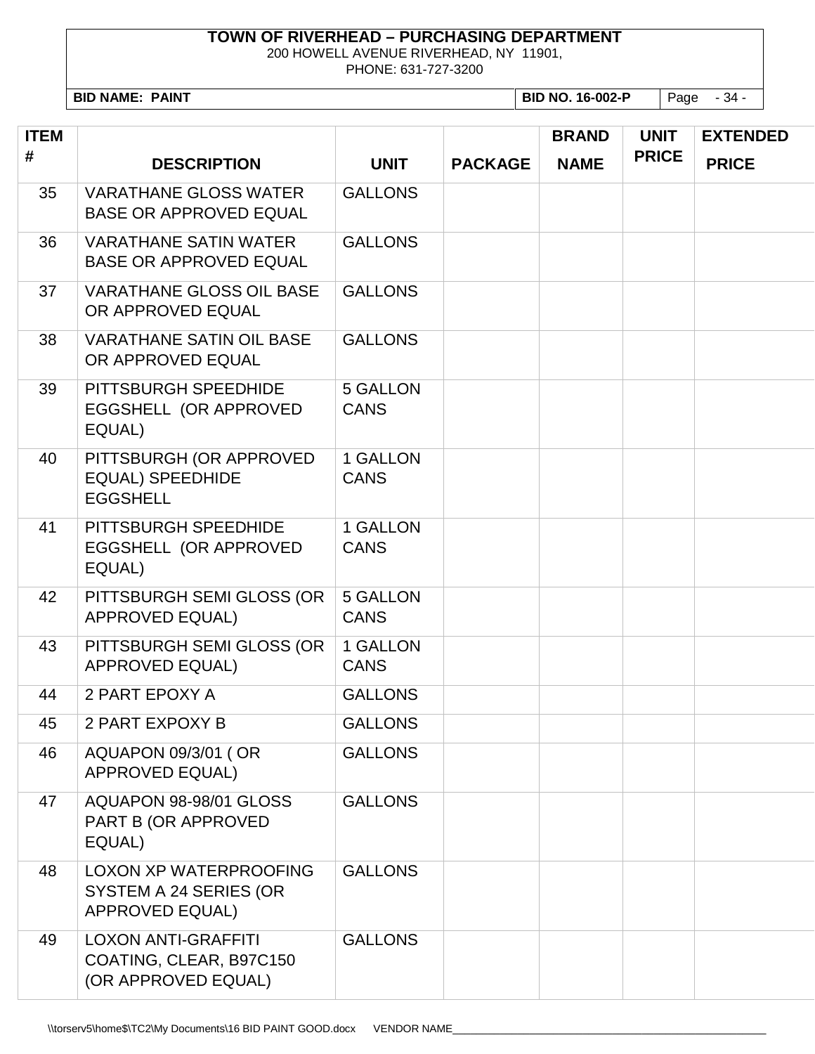**TOWN OF RIVERHEAD – PURCHASING DEPARTMENT**
200 HOWELL AVENUE RIVERHEAD, NY 11901,
PHONE: 631-727-3200

| BID NAME: PAINT | BID NO. 16-002-P |
|---|---|

| ITEM # | DESCRIPTION | UNIT | PACKAGE | BRAND NAME | UNIT PRICE | EXTENDED PRICE |
|---|---|---|---|---|---|---|
| 35 | VARATHANE GLOSS WATER BASE OR APPROVED EQUAL | GALLONS | | | | |
| 36 | VARATHANE SATIN WATER BASE OR APPROVED EQUAL | GALLONS | | | | |
| 37 | VARATHANE GLOSS OIL BASE OR APPROVED EQUAL | GALLONS | | | | |
| 38 | VARATHANE SATIN OIL BASE OR APPROVED EQUAL | GALLONS | | | | |
| 39 | PITTSBURGH SPEEDHIDE EGGSHELL (OR APPROVED EQUAL) | 5 GALLON CANS | | | | |
| 40 | PITTSBURGH (OR APPROVED EQUAL) SPEEDHIDE EGGSHELL | 1 GALLON CANS | | | | |
| 41 | PITTSBURGH SPEEDHIDE EGGSHELL (OR APPROVED EQUAL) | 1 GALLON CANS | | | | |
| 42 | PITTSBURGH SEMI GLOSS (OR APPROVED EQUAL) | 5 GALLON CANS | | | | |
| 43 | PITTSBURGH SEMI GLOSS (OR APPROVED EQUAL) | 1 GALLON CANS | | | | |
| 44 | 2 PART EPOXY A | GALLONS | | | | |
| 45 | 2 PART EXPOXY B | GALLONS | | | | |
| 46 | AQUAPON 09/3/01 ( OR APPROVED EQUAL) | GALLONS | | | | |
| 47 | AQUAPON 98-98/01 GLOSS PART B (OR APPROVED EQUAL) | GALLONS | | | | |
| 48 | LOXON XP WATERPROOFING SYSTEM A 24 SERIES (OR APPROVED EQUAL) | GALLONS | | | | |
| 49 | LOXON ANTI-GRAFFITI COATING, CLEAR, B97C150 (OR APPROVED EQUAL) | GALLONS | | | | |

\\torserv5\home$\TC2\My Documents\16 BID PAINT GOOD.docx VENDOR NAME_______________________________________________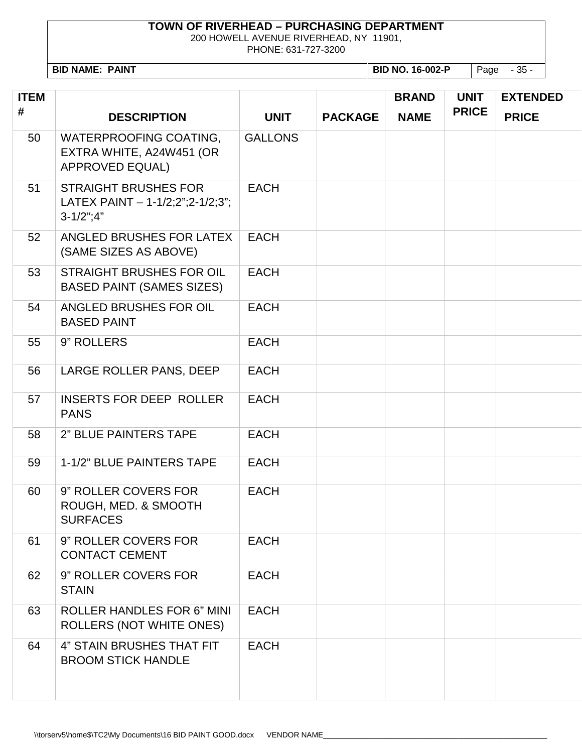**TOWN OF RIVERHEAD – PURCHASING DEPARTMENT**
200 HOWELL AVENUE RIVERHEAD, NY 11901,
PHONE: 631-727-3200

| **BID NAME: PAINT** | **BID NO. 16-002-P** | Page - 35 - |
|---|---|---|

| ITEM # | DESCRIPTION | UNIT | PACKAGE | BRAND NAME | UNIT PRICE | EXTENDED PRICE |
|---|---|---|---|---|---|---|
| 50 | WATERPROOFING COATING, EXTRA WHITE, A24W451 (OR APPROVED EQUAL) | GALLONS | | | | |
| 51 | STRAIGHT BRUSHES FOR LATEX PAINT – 1-1/2;2";2-1/2;3"; 3-1/2";4" | EACH | | | | |
| 52 | ANGLED BRUSHES FOR LATEX (SAME SIZES AS ABOVE) | EACH | | | | |
| 53 | STRAIGHT BRUSHES FOR OIL BASED PAINT (SAMES SIZES) | EACH | | | | |
| 54 | ANGLED BRUSHES FOR OIL BASED PAINT | EACH | | | | |
| 55 | 9" ROLLERS | EACH | | | | |
| 56 | LARGE ROLLER PANS, DEEP | EACH | | | | |
| 57 | INSERTS FOR DEEP ROLLER PANS | EACH | | | | |
| 58 | 2" BLUE PAINTERS TAPE | EACH | | | | |
| 59 | 1-1/2" BLUE PAINTERS TAPE | EACH | | | | |
| 60 | 9" ROLLER COVERS FOR ROUGH, MED. & SMOOTH SURFACES | EACH | | | | |
| 61 | 9" ROLLER COVERS FOR CONTACT CEMENT | EACH | | | | |
| 62 | 9" ROLLER COVERS FOR STAIN | EACH | | | | |
| 63 | ROLLER HANDLES FOR 6" MINI ROLLERS (NOT WHITE ONES) | EACH | | | | |
| 64 | 4" STAIN BRUSHES THAT FIT BROOM STICK HANDLE | EACH | | | | |

\\torserv5\home$\TC2\My Documents\16 BID PAINT GOOD.docx VENDOR NAME_______________________________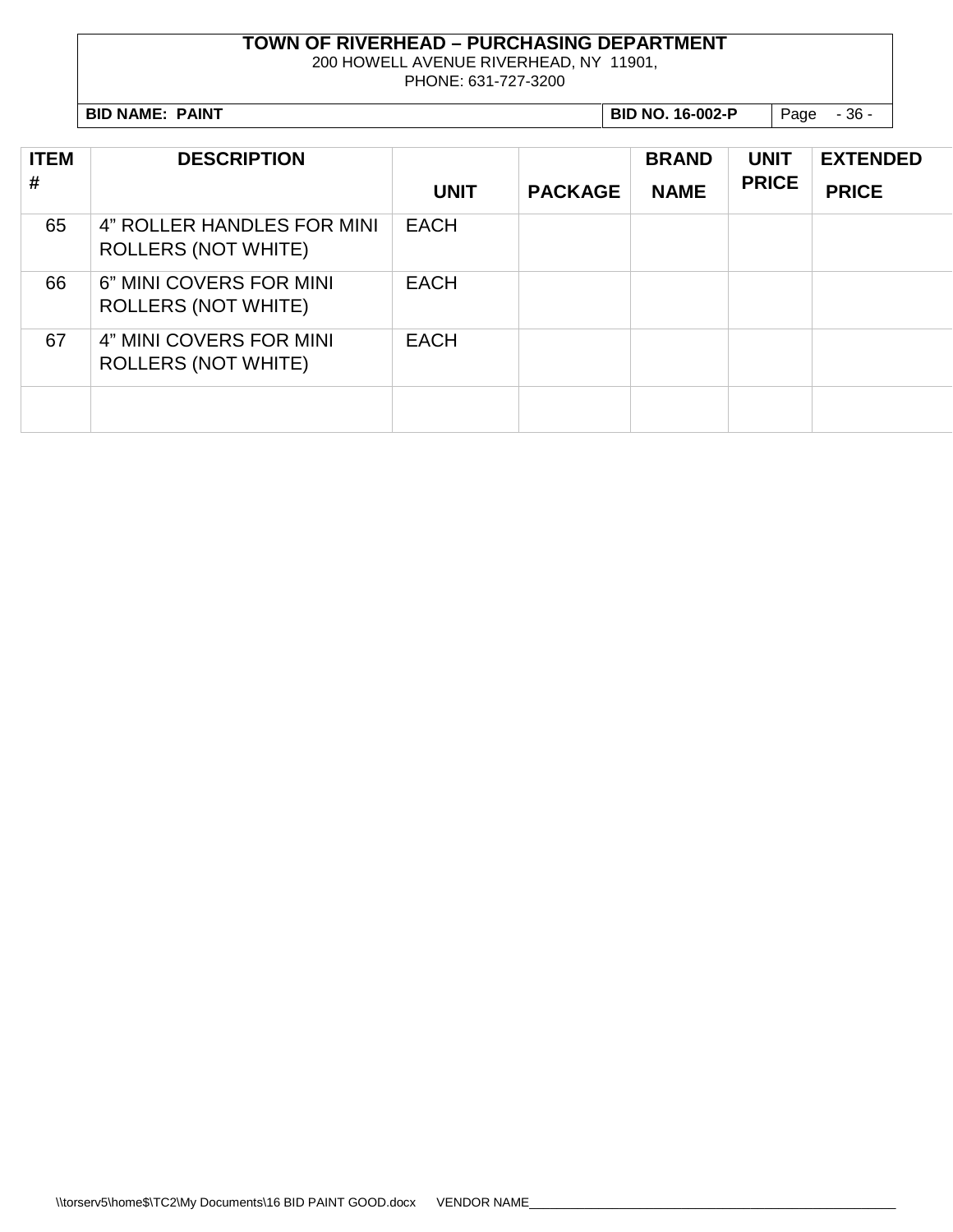| ITEM # | DESCRIPTION | UNIT | PACKAGE | BRAND NAME | UNIT PRICE | EXTENDED PRICE |
|---|---|---|---|---|---|---|
| 65 | 4" ROLLER HANDLES FOR MINI ROLLERS (NOT WHITE) | EACH | | | | |
| 66 | 6" MINI COVERS FOR MINI ROLLERS (NOT WHITE) | EACH | | | | |
| 67 | 4" MINI COVERS FOR MINI ROLLERS (NOT WHITE) | EACH | | | | |
| | | | | | | |

VENDOR NAME_______________________________________________________